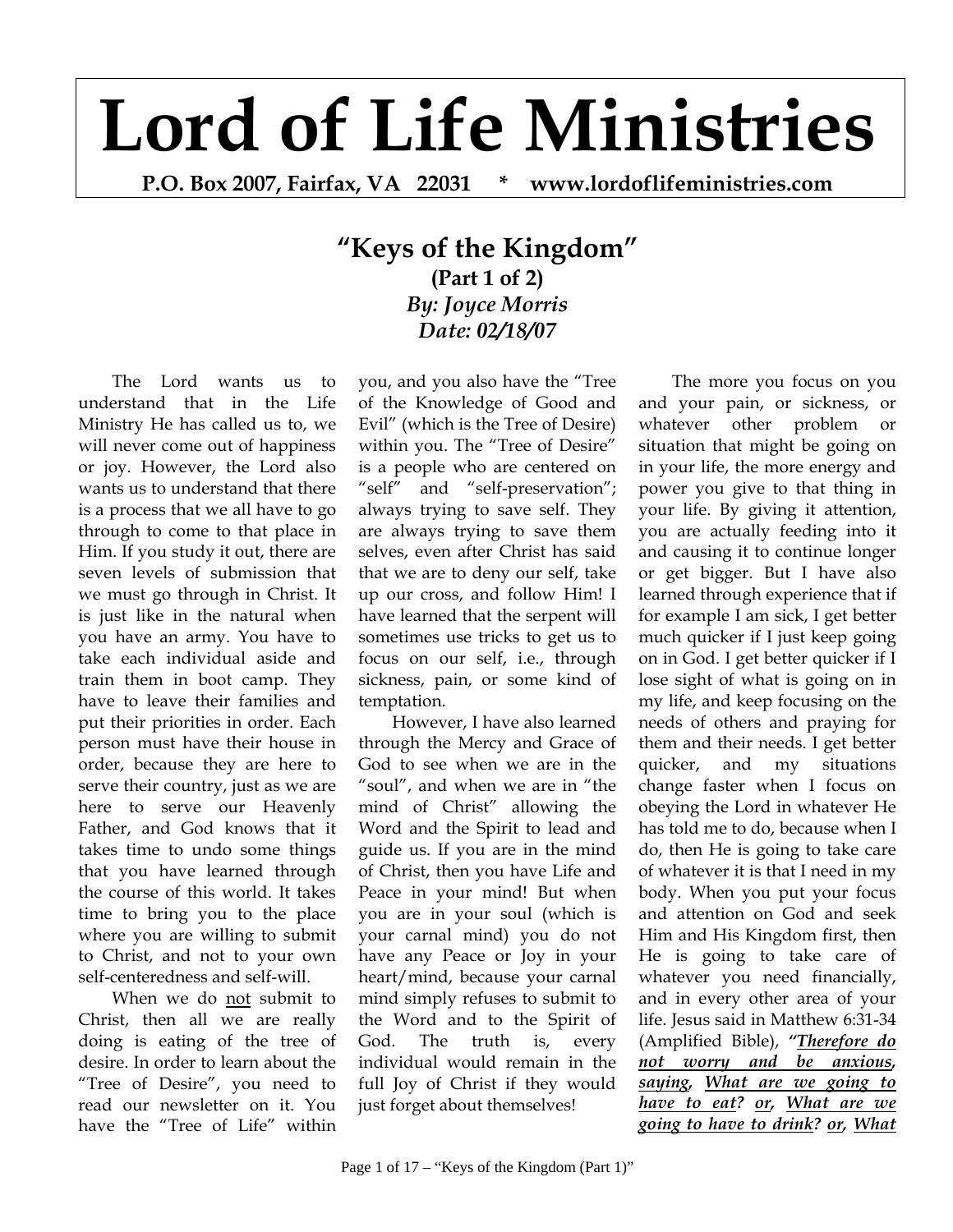# Lord of Life Ministries

**P.O. Box 2007, Fairfax, VA 22031 * www.lordoflifeministries.com**

## "Keys of the Kingdom"

**(Part 1 of 2)**

***By: Joyce Morris***

***Date: 02/18/07***

The Lord wants us to understand that in the Life Ministry He has called us to, we will never come out of happiness or joy. However, the Lord also wants us to understand that there is a process that we all have to go through to come to that place in Him. If you study it out, there are seven levels of submission that we must go through in Christ. It is just like in the natural when you have an army. You have to take each individual aside and train them in boot camp. They have to leave their families and put their priorities in order. Each person must have their house in order, because they are here to serve their country, just as we are here to serve our Heavenly Father, and God knows that it takes time to undo some things that you have learned through the course of this world. It takes time to bring you to the place where you are willing to submit to Christ, and not to your own self-centeredness and self-will.

When we do <u>not</u> submit to Christ, then all we are really doing is eating of the tree of desire. In order to learn about the "Tree of Desire", you need to read our newsletter on it. You have the "Tree of Life" within you, and you also have the "Tree of the Knowledge of Good and Evil" (which is the Tree of Desire) within you. The "Tree of Desire" is a people who are centered on "self" and "self-preservation"; always trying to save self. They are always trying to save them selves, even after Christ has said that we are to deny our self, take up our cross, and follow Him! I have learned that the serpent will sometimes use tricks to get us to focus on our self, i.e., through sickness, pain, or some kind of temptation.

However, I have also learned through the Mercy and Grace of God to see when we are in the "soul", and when we are in "the mind of Christ" allowing the Word and the Spirit to lead and guide us. If you are in the mind of Christ, then you have Life and Peace in your mind! But when you are in your soul (which is your carnal mind) you do not have any Peace or Joy in your heart/mind, because your carnal mind simply refuses to submit to the Word and to the Spirit of God. The truth is, every individual would remain in the full Joy of Christ if they would just forget about themselves!

The more you focus on you and your pain, or sickness, or whatever other problem or situation that might be going on in your life, the more energy and power you give to that thing in your life. By giving it attention, you are actually feeding into it and causing it to continue longer or get bigger. But I have also learned through experience that if for example I am sick, I get better much quicker if I just keep going on in God. I get better quicker if I lose sight of what is going on in my life, and keep focusing on the needs of others and praying for them and their needs. I get better quicker, and my situations change faster when I focus on obeying the Lord in whatever He has told me to do, because when I do, then He is going to take care of whatever it is that I need in my body. When you put your focus and attention on God and seek Him and His Kingdom first, then He is going to take care of whatever you need financially, and in every other area of your life. Jesus said in Matthew 6:31-34 (Amplified Bible), ***"<u>Therefore do not worry and be anxious</u>, <u>saying</u>, <u>What are we going to have to eat</u>? <u>or</u>, <u>What are we going to have to drink</u>? <u>or</u>, <u>What</u>***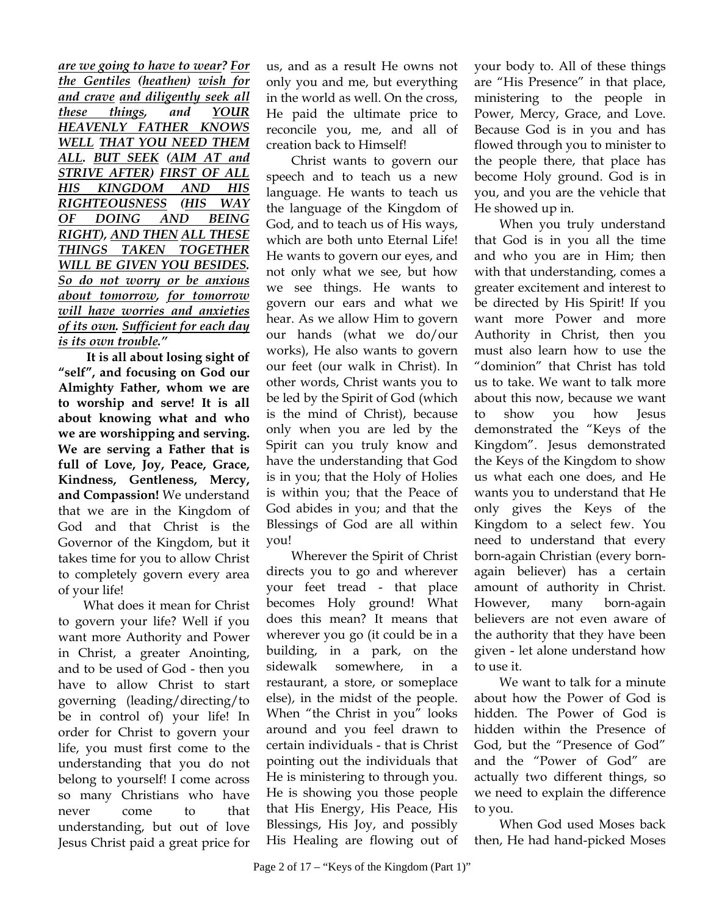***are we going to have to wear? For the Gentiles (heathen) wish for and crave and diligently seek all these things, and YOUR HEAVENLY FATHER KNOWS WELL THAT YOU NEED THEM ALL. BUT SEEK (AIM AT and STRIVE AFTER) FIRST OF ALL HIS KINGDOM AND HIS RIGHTEOUSNESS (HIS WAY OF DOING AND BEING RIGHT), AND THEN ALL THESE THINGS TAKEN TOGETHER WILL BE GIVEN YOU BESIDES.*** *So do not worry or be anxious about tomorrow, for tomorrow will have worries and anxieties of its own. Sufficient for each day is its own trouble."*

**It is all about losing sight of "self", and focusing on God our Almighty Father, whom we are to worship and serve! It is all about knowing what and who we are worshipping and serving. We are serving a Father that is full of Love, Joy, Peace, Grace, Kindness, Gentleness, Mercy, and Compassion!** We understand that we are in the Kingdom of God and that Christ is the Governor of the Kingdom, but it takes time for you to allow Christ to completely govern every area of your life!

What does it mean for Christ to govern your life? Well if you want more Authority and Power in Christ, a greater Anointing, and to be used of God - then you have to allow Christ to start governing (leading/directing/to be in control of) your life! In order for Christ to govern your life, you must first come to the understanding that you do not belong to yourself! I come across so many Christians who have never come to that understanding, but out of love Jesus Christ paid a great price for us, and as a result He owns not only you and me, but everything in the world as well. On the cross, He paid the ultimate price to reconcile you, me, and all of creation back to Himself!

Christ wants to govern our speech and to teach us a new language. He wants to teach us the language of the Kingdom of God, and to teach us of His ways, which are both unto Eternal Life! He wants to govern our eyes, and not only what we see, but how we see things. He wants to govern our ears and what we hear. As we allow Him to govern our hands (what we do/our works), He also wants to govern our feet (our walk in Christ). In other words, Christ wants you to be led by the Spirit of God (which is the mind of Christ), because only when you are led by the Spirit can you truly know and have the understanding that God is in you; that the Holy of Holies is within you; that the Peace of God abides in you; and that the Blessings of God are all within you!

Wherever the Spirit of Christ directs you to go and wherever your feet tread - that place becomes Holy ground! What does this mean? It means that wherever you go (it could be in a building, in a park, on the sidewalk somewhere, in a restaurant, a store, or someplace else), in the midst of the people. When "the Christ in you" looks around and you feel drawn to certain individuals - that is Christ pointing out the individuals that He is ministering to through you. He is showing you those people that His Energy, His Peace, His Blessings, His Joy, and possibly His Healing are flowing out of your body to. All of these things are "His Presence" in that place, ministering to the people in Power, Mercy, Grace, and Love. Because God is in you and has flowed through you to minister to the people there, that place has become Holy ground. God is in you, and you are the vehicle that He showed up in.

When you truly understand that God is in you all the time and who you are in Him; then with that understanding, comes a greater excitement and interest to be directed by His Spirit! If you want more Power and more Authority in Christ, then you must also learn how to use the "dominion" that Christ has told us to take. We want to talk more about this now, because we want to show you how Jesus demonstrated the "Keys of the Kingdom". Jesus demonstrated the Keys of the Kingdom to show us what each one does, and He wants you to understand that He only gives the Keys of the Kingdom to a select few. You need to understand that every born-again Christian (every born-again believer) has a certain amount of authority in Christ. However, many born-again believers are not even aware of the authority that they have been given - let alone understand how to use it.

We want to talk for a minute about how the Power of God is hidden. The Power of God is hidden within the Presence of God, but the "Presence of God" and the "Power of God" are actually two different things, so we need to explain the difference to you.

When God used Moses back then, He had hand-picked Moses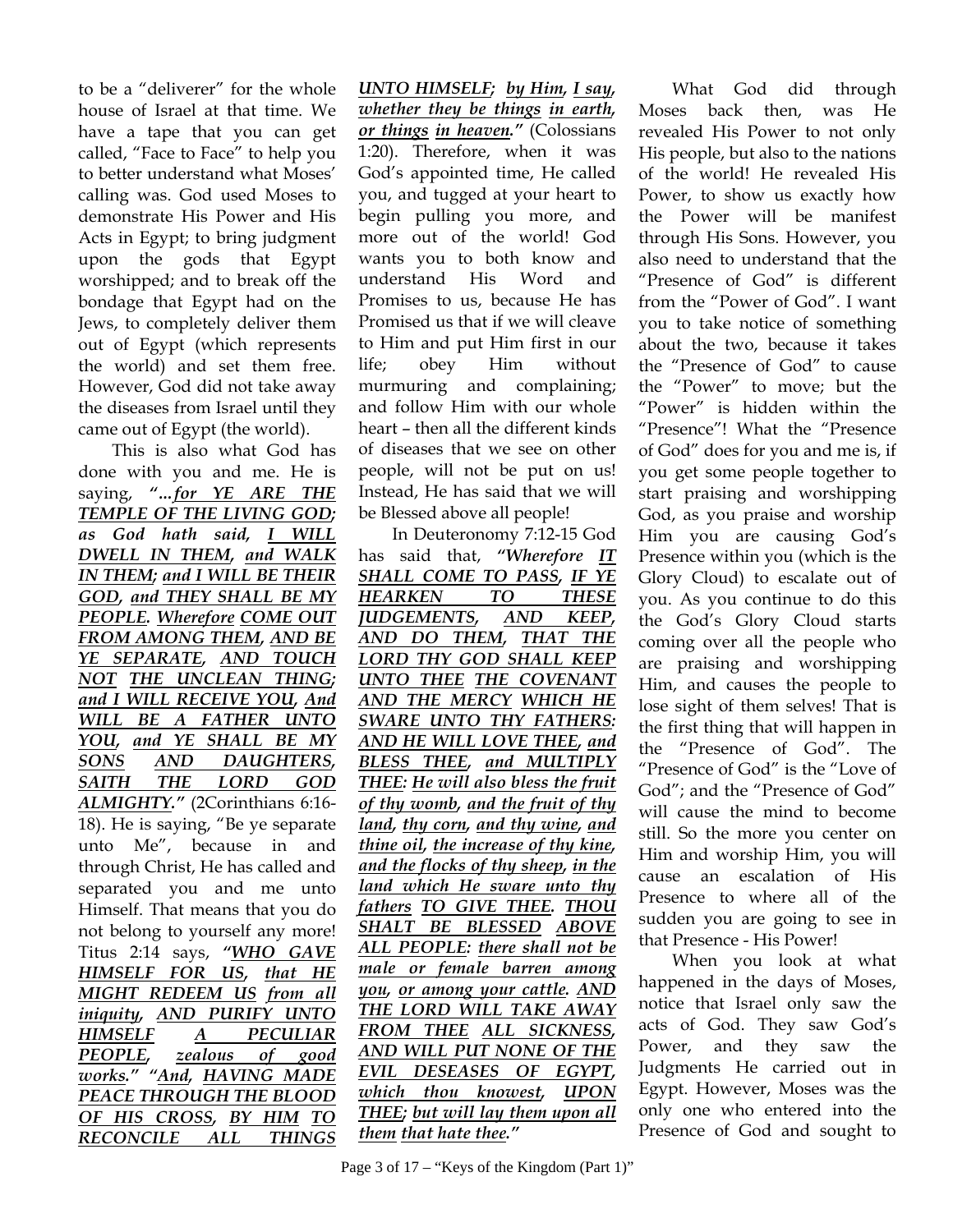to be a "deliverer" for the whole house of Israel at that time. We have a tape that you can get called, "Face to Face" to help you to better understand what Moses' calling was. God used Moses to demonstrate His Power and His Acts in Egypt; to bring judgment upon the gods that Egypt worshipped; and to break off the bondage that Egypt had on the Jews, to completely deliver them out of Egypt (which represents the world) and set them free. However, God did not take away the diseases from Israel until they came out of Egypt (the world).

This is also what God has done with you and me. He is saying, ***"...for YE ARE THE TEMPLE OF THE LIVING GOD; as God hath said, I WILL DWELL IN THEM, and WALK IN THEM; and I WILL BE THEIR GOD, and THEY SHALL BE MY PEOPLE. Wherefore COME OUT FROM AMONG THEM, AND BE YE SEPARATE, AND TOUCH NOT THE UNCLEAN THING; and I WILL RECEIVE YOU, And WILL BE A FATHER UNTO YOU, and YE SHALL BE MY SONS AND DAUGHTERS, SAITH THE LORD GOD ALMIGHTY."*** (2Corinthians 6:16-18). He is saying, "Be ye separate unto Me", because in and through Christ, He has called and separated you and me unto Himself. That means that you do not belong to yourself any more! Titus 2:14 says, ***"WHO GAVE HIMSELF FOR US, that HE MIGHT REDEEM US from all iniquity, AND PURIFY UNTO HIMSELF A PECULIAR PEOPLE, zealous of good works." "And, HAVING MADE PEACE THROUGH THE BLOOD OF HIS CROSS, BY HIM TO RECONCILE ALL THINGS UNTO HIMSELF; by Him, I say, whether they be things in earth, or things in heaven."*** (Colossians 1:20). Therefore, when it was God's appointed time, He called you, and tugged at your heart to begin pulling you more, and more out of the world! God wants you to both know and understand His Word and Promises to us, because He has Promised us that if we will cleave to Him and put Him first in our life; obey Him without murmuring and complaining; and follow Him with our whole heart – then all the different kinds of diseases that we see on other people, will not be put on us! Instead, He has said that we will be Blessed above all people!

In Deuteronomy 7:12-15 God has said that, ***"Wherefore IT SHALL COME TO PASS, IF YE HEARKEN TO THESE JUDGEMENTS, AND KEEP, AND DO THEM, THAT THE LORD THY GOD SHALL KEEP UNTO THEE THE COVENANT AND THE MERCY WHICH HE SWARE UNTO THY FATHERS: AND HE WILL LOVE THEE, and BLESS THEE, and MULTIPLY THEE: He will also bless the fruit of thy womb, and the fruit of thy land, thy corn, and thy wine, and thine oil, the increase of thy kine, and the flocks of thy sheep, in the land which He sware unto thy fathers TO GIVE THEE. THOU SHALT BE BLESSED ABOVE ALL PEOPLE: there shall not be male or female barren among you, or among your cattle. AND THE LORD WILL TAKE AWAY FROM THEE ALL SICKNESS, AND WILL PUT NONE OF THE EVIL DESEASES OF EGYPT, which thou knowest, UPON THEE; but will lay them upon all them that hate thee."***

What God did through Moses back then, was He revealed His Power to not only His people, but also to the nations of the world! He revealed His Power, to show us exactly how the Power will be manifest through His Sons. However, you also need to understand that the "Presence of God" is different from the "Power of God". I want you to take notice of something about the two, because it takes the "Presence of God" to cause the "Power" to move; but the "Power" is hidden within the "Presence"! What the "Presence of God" does for you and me is, if you get some people together to start praising and worshipping God, as you praise and worship Him you are causing God's Presence within you (which is the Glory Cloud) to escalate out of you. As you continue to do this the God's Glory Cloud starts coming over all the people who are praising and worshipping Him, and causes the people to lose sight of them selves! That is the first thing that will happen in the "Presence of God". The "Presence of God" is the "Love of God"; and the "Presence of God" will cause the mind to become still. So the more you center on Him and worship Him, you will cause an escalation of His Presence to where all of the sudden you are going to see in that Presence - His Power!

When you look at what happened in the days of Moses, notice that Israel only saw the acts of God. They saw God's Power, and they saw the Judgments He carried out in Egypt. However, Moses was the only one who entered into the Presence of God and sought to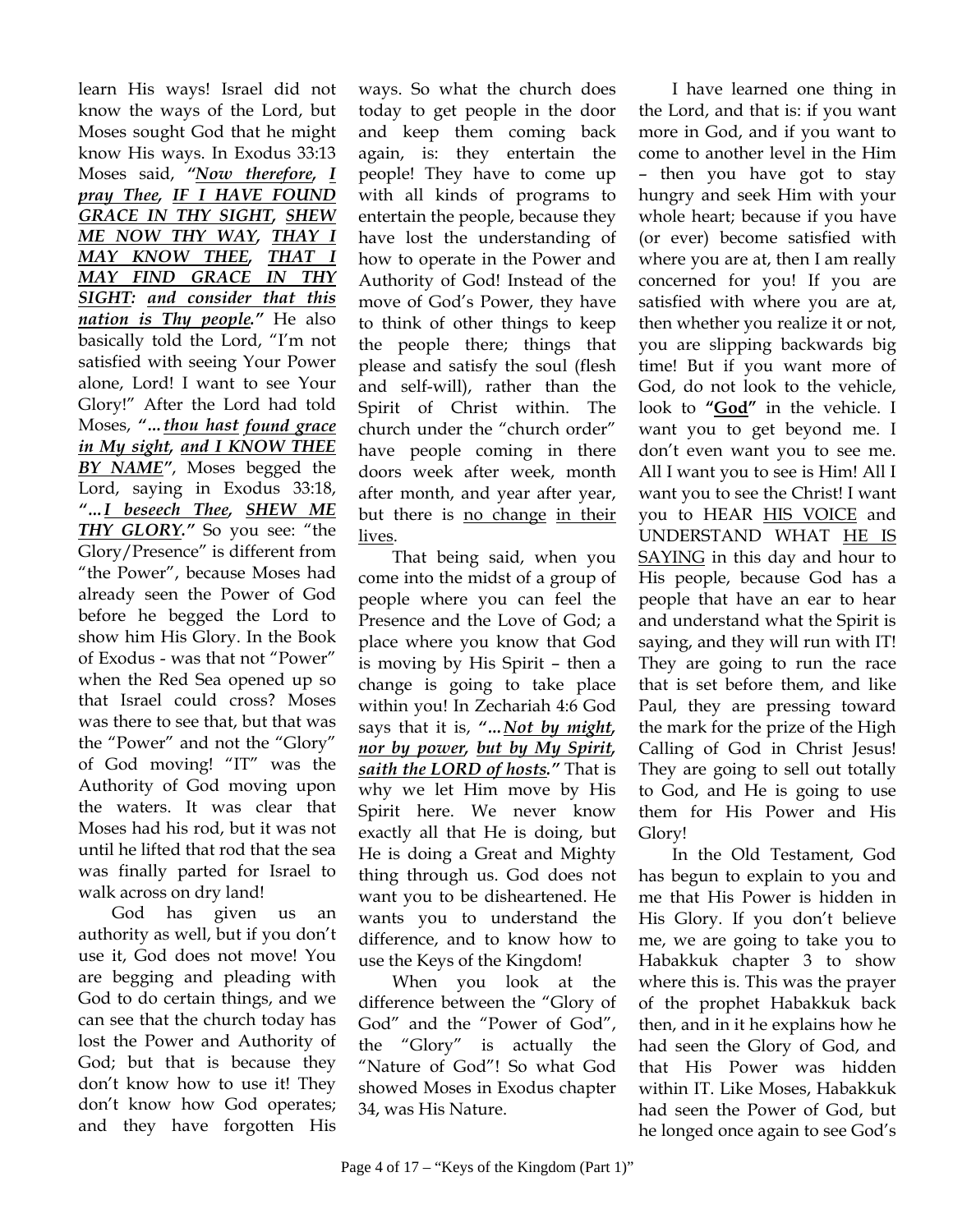learn His ways! Israel did not know the ways of the Lord, but Moses sought God that he might know His ways. In Exodus 33:13 Moses said, ***"Now therefore, I pray Thee, IF I HAVE FOUND GRACE IN THY SIGHT, SHEW ME NOW THY WAY, THAY I MAY KNOW THEE, THAT I MAY FIND GRACE IN THY SIGHT: and consider that this nation is Thy people."*** He also basically told the Lord, "I'm not satisfied with seeing Your Power alone, Lord! I want to see Your Glory!" After the Lord had told Moses, ***"…thou hast found grace in My sight, and I KNOW THEE BY NAME"***, Moses begged the Lord, saying in Exodus 33:18, ***"…I beseech Thee, SHEW ME THY GLORY."*** So you see: "the Glory/Presence" is different from "the Power", because Moses had already seen the Power of God before he begged the Lord to show him His Glory. In the Book of Exodus - was that not "Power" when the Red Sea opened up so that Israel could cross? Moses was there to see that, but that was the "Power" and not the "Glory" of God moving! "IT" was the Authority of God moving upon the waters. It was clear that Moses had his rod, but it was not until he lifted that rod that the sea was finally parted for Israel to walk across on dry land!

God has given us an authority as well, but if you don't use it, God does not move! You are begging and pleading with God to do certain things, and we can see that the church today has lost the Power and Authority of God; but that is because they don't know how to use it! They don't know how God operates; and they have forgotten His ways. So what the church does today to get people in the door and keep them coming back again, is: they entertain the people! They have to come up with all kinds of programs to entertain the people, because they have lost the understanding of how to operate in the Power and Authority of God! Instead of the move of God's Power, they have to think of other things to keep the people there; things that please and satisfy the soul (flesh and self-will), rather than the Spirit of Christ within. The church under the "church order" have people coming in there doors week after week, month after month, and year after year, but there is no change in their lives.

That being said, when you come into the midst of a group of people where you can feel the Presence and the Love of God; a place where you know that God is moving by His Spirit – then a change is going to take place within you! In Zechariah 4:6 God says that it is, ***"…Not by might, nor by power, but by My Spirit, saith the LORD of hosts."*** That is why we let Him move by His Spirit here. We never know exactly all that He is doing, but He is doing a Great and Mighty thing through us. God does not want you to be disheartened. He wants you to understand the difference, and to know how to use the Keys of the Kingdom!

When you look at the difference between the "Glory of God" and the "Power of God", the "Glory" is actually the "Nature of God"! So what God showed Moses in Exodus chapter 34, was His Nature.

I have learned one thing in the Lord, and that is: if you want more in God, and if you want to come to another level in the Him – then you have got to stay hungry and seek Him with your whole heart; because if you have (or ever) become satisfied with where you are at, then I am really concerned for you! If you are satisfied with where you are at, then whether you realize it or not, you are slipping backwards big time! But if you want more of God, do not look to the vehicle, look to **"God"** in the vehicle. I want you to get beyond me. I don't even want you to see me. All I want you to see is Him! All I want you to see the Christ! I want you to HEAR HIS VOICE and UNDERSTAND WHAT HE IS SAYING in this day and hour to His people, because God has a people that have an ear to hear and understand what the Spirit is saying, and they will run with IT! They are going to run the race that is set before them, and like Paul, they are pressing toward the mark for the prize of the High Calling of God in Christ Jesus! They are going to sell out totally to God, and He is going to use them for His Power and His Glory!

In the Old Testament, God has begun to explain to you and me that His Power is hidden in His Glory. If you don't believe me, we are going to take you to Habakkuk chapter 3 to show where this is. This was the prayer of the prophet Habakkuk back then, and in it he explains how he had seen the Glory of God, and that His Power was hidden within IT. Like Moses, Habakkuk had seen the Power of God, but he longed once again to see God's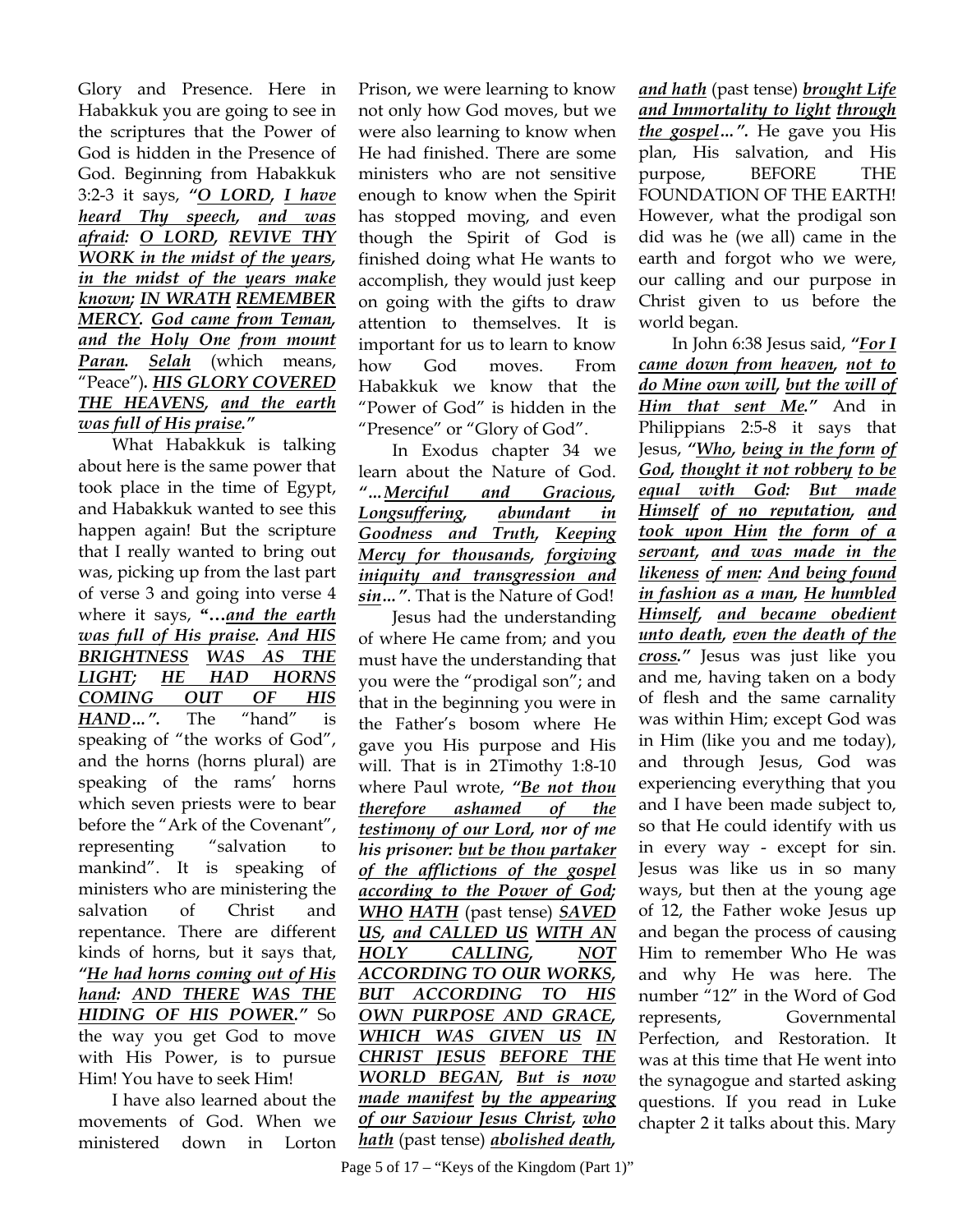Glory and Presence. Here in Habakkuk you are going to see in the scriptures that the Power of God is hidden in the Presence of God. Beginning from Habakkuk 3:2-3 it says, ***"O LORD, I have heard Thy speech, and was afraid: O LORD, REVIVE THY WORK in the midst of the years, in the midst of the years make known; IN WRATH REMEMBER MERCY. God came from Teman, and the Holy One from mount Paran. Selah*** (which means, "Peace")***. HIS GLORY COVERED THE HEAVENS, and the earth was full of His praise."***

What Habakkuk is talking about here is the same power that took place in the time of Egypt, and Habakkuk wanted to see this happen again! But the scripture that I really wanted to bring out was, picking up from the last part of verse 3 and going into verse 4 where it says, ***"…and the earth was full of His praise. And HIS BRIGHTNESS WAS AS THE LIGHT; HE HAD HORNS COMING OUT OF HIS HAND…".*** The "hand" is speaking of "the works of God", and the horns (horns plural) are speaking of the rams' horns which seven priests were to bear before the "Ark of the Covenant", representing "salvation to mankind". It is speaking of ministers who are ministering the salvation of Christ and repentance. There are different kinds of horns, but it says that, ***"He had horns coming out of His hand: AND THERE WAS THE HIDING OF HIS POWER."*** So the way you get God to move with His Power, is to pursue Him! You have to seek Him!

I have also learned about the movements of God. When we ministered down in Lorton Prison, we were learning to know not only how God moves, but we were also learning to know when He had finished. There are some ministers who are not sensitive enough to know when the Spirit has stopped moving, and even though the Spirit of God is finished doing what He wants to accomplish, they would just keep on going with the gifts to draw attention to themselves. It is important for us to learn to know how God moves. From Habakkuk we know that the "Power of God" is hidden in the "Presence" or "Glory of God".

In Exodus chapter 34 we learn about the Nature of God. ***"…Merciful and Gracious, Longsuffering, abundant in Goodness and Truth, Keeping Mercy for thousands, forgiving iniquity and transgression and sin…".*** That is the Nature of God!

Jesus had the understanding of where He came from; and you must have the understanding that you were the "prodigal son"; and that in the beginning you were in the Father's bosom where He gave you His purpose and His will. That is in 2Timothy 1:8-10 where Paul wrote, ***"Be not thou therefore ashamed of the testimony of our Lord, nor of me his prisoner: but be thou partaker of the afflictions of the gospel according to the Power of God; WHO HATH*** (past tense) ***SAVED US, and CALLED US WITH AN HOLY CALLING, NOT ACCORDING TO OUR WORKS, BUT ACCORDING TO HIS OWN PURPOSE AND GRACE, WHICH WAS GIVEN US IN CHRIST JESUS BEFORE THE WORLD BEGAN, But is now made manifest by the appearing of our Saviour Jesus Christ, who hath*** (past tense) ***abolished death, and hath*** (past tense) ***brought Life and Immortality to light through the gospel…".*** He gave you His plan, His salvation, and His purpose, BEFORE THE FOUNDATION OF THE EARTH! However, what the prodigal son did was he (we all) came in the earth and forgot who we were, our calling and our purpose in Christ given to us before the world began.

In John 6:38 Jesus said, ***"For I came down from heaven, not to do Mine own will, but the will of Him that sent Me."*** And in Philippians 2:5-8 it says that Jesus, ***"Who, being in the form of God, thought it not robbery to be equal with God: But made Himself of no reputation, and took upon Him the form of a servant, and was made in the likeness of men: And being found in fashion as a man, He humbled Himself, and became obedient unto death, even the death of the cross."*** Jesus was just like you and me, having taken on a body of flesh and the same carnality was within Him; except God was in Him (like you and me today), and through Jesus, God was experiencing everything that you and I have been made subject to, so that He could identify with us in every way - except for sin. Jesus was like us in so many ways, but then at the young age of 12, the Father woke Jesus up and began the process of causing Him to remember Who He was and why He was here. The number "12" in the Word of God represents, Governmental Perfection, and Restoration. It was at this time that He went into the synagogue and started asking questions. If you read in Luke chapter 2 it talks about this. Mary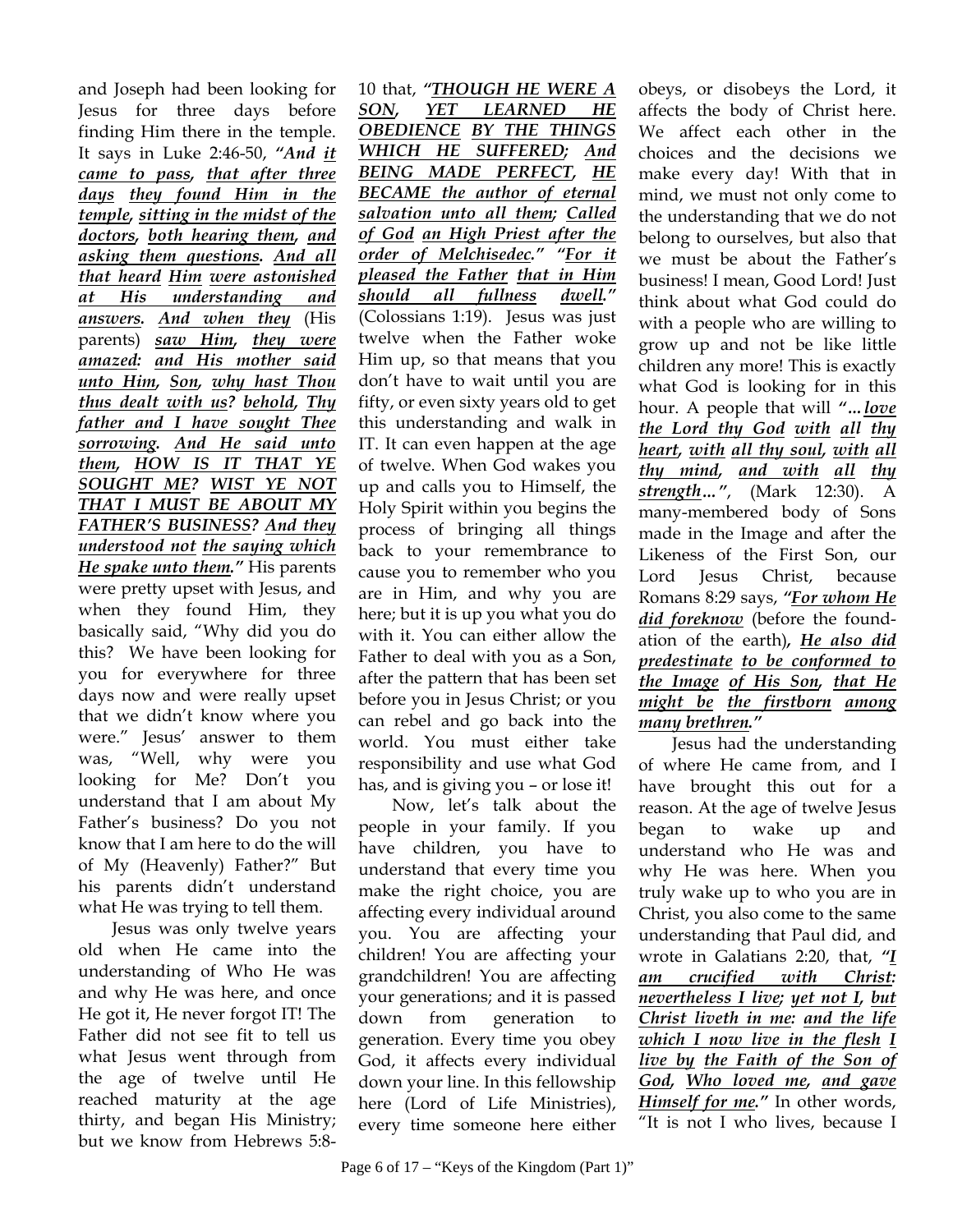and Joseph had been looking for Jesus for three days before finding Him there in the temple. It says in Luke 2:46-50, ***"And it came to pass, that after three days they found Him in the temple, sitting in the midst of the doctors, both hearing them, and asking them questions. And all that heard Him were astonished at His understanding and answers. And when they*** (His parents) ***saw Him, they were amazed: and His mother said unto Him, Son, why hast Thou thus dealt with us? behold, Thy father and I have sought Thee sorrowing. And He said unto them, HOW IS IT THAT YE SOUGHT ME? WIST YE NOT THAT I MUST BE ABOUT MY FATHER'S BUSINESS? And they understood not the saying which He spake unto them."*** His parents were pretty upset with Jesus, and when they found Him, they basically said, "Why did you do this? We have been looking for you for everywhere for three days now and were really upset that we didn't know where you were." Jesus' answer to them was, "Well, why were you looking for Me? Don't you understand that I am about My Father's business? Do you not know that I am here to do the will of My (Heavenly) Father?" But his parents didn't understand what He was trying to tell them.

Jesus was only twelve years old when He came into the understanding of Who He was and why He was here, and once He got it, He never forgot IT! The Father did not see fit to tell us what Jesus went through from the age of twelve until He reached maturity at the age thirty, and began His Ministry; but we know from Hebrews 5:8-10 that, ***"THOUGH HE WERE A SON, YET LEARNED HE OBEDIENCE BY THE THINGS WHICH HE SUFFERED; And BEING MADE PERFECT, HE BECAME the author of eternal salvation unto all them; Called of God an High Priest after the order of Melchisedec." "For it pleased the Father that in Him should all fullness dwell."*** (Colossians 1:19). Jesus was just twelve when the Father woke Him up, so that means that you don't have to wait until you are fifty, or even sixty years old to get this understanding and walk in IT. It can even happen at the age of twelve. When God wakes you up and calls you to Himself, the Holy Spirit within you begins the process of bringing all things back to your remembrance to cause you to remember who you are in Him, and why you are here; but it is up you what you do with it. You can either allow the Father to deal with you as a Son, after the pattern that has been set before you in Jesus Christ; or you can rebel and go back into the world. You must either take responsibility and use what God has, and is giving you – or lose it!

Now, let's talk about the people in your family. If you have children, you have to understand that every time you make the right choice, you are affecting every individual around you. You are affecting your children! You are affecting your grandchildren! You are affecting your generations; and it is passed down from generation to generation. Every time you obey God, it affects every individual down your line. In this fellowship here (Lord of Life Ministries), every time someone here either obeys, or disobeys the Lord, it affects the body of Christ here. We affect each other in the choices and the decisions we make every day! With that in mind, we must not only come to the understanding that we do not belong to ourselves, but also that we must be about the Father's business! I mean, Good Lord! Just think about what God could do with a people who are willing to grow up and not be like little children any more! This is exactly what God is looking for in this hour. A people that will ***"...love the Lord thy God with all thy heart, with all thy soul, with all thy mind, and with all thy strength..."***, (Mark 12:30). A many-membered body of Sons made in the Image and after the Likeness of the First Son, our Lord Jesus Christ, because Romans 8:29 says, ***"For whom He did foreknow*** (before the foundation of the earth), ***He also did predestinate to be conformed to the Image of His Son, that He might be the firstborn among many brethren."***

Jesus had the understanding of where He came from, and I have brought this out for a reason. At the age of twelve Jesus began to wake up and understand who He was and why He was here. When you truly wake up to who you are in Christ, you also come to the same understanding that Paul did, and wrote in Galatians 2:20, that, ***"I am crucified with Christ: nevertheless I live; yet not I, but Christ liveth in me: and the life which I now live in the flesh I live by the Faith of the Son of God, Who loved me, and gave Himself for me."*** In other words, "It is not I who lives, because I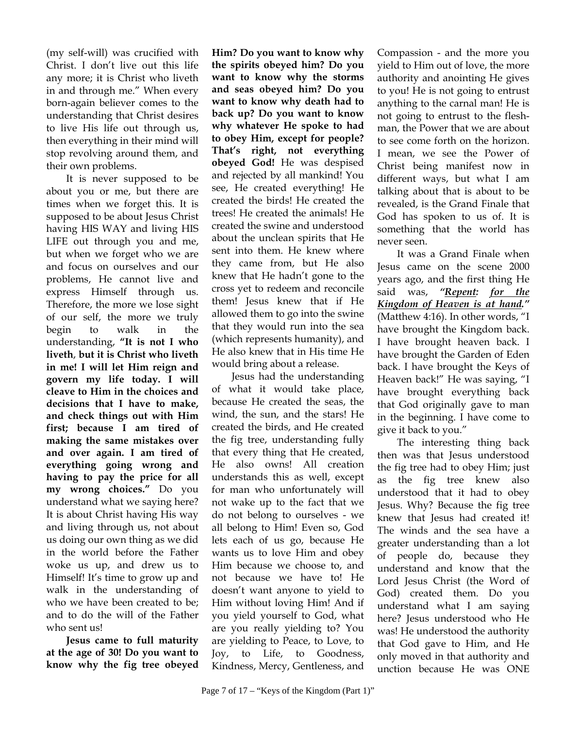(my self-will) was crucified with Christ. I don't live out this life any more; it is Christ who liveth in and through me." When every born-again believer comes to the understanding that Christ desires to live His life out through us, then everything in their mind will stop revolving around them, and their own problems.

It is never supposed to be about you or me, but there are times when we forget this. It is supposed to be about Jesus Christ having HIS WAY and living HIS LIFE out through you and me, but when we forget who we are and focus on ourselves and our problems, He cannot live and express Himself through us. Therefore, the more we lose sight of our self, the more we truly begin to walk in the understanding, **"It is not I who liveth**, **but it is Christ who liveth in me! I will let Him reign and govern my life today. I will cleave to Him in the choices and decisions that I have to make, and check things out with Him first; because I am tired of making the same mistakes over and over again. I am tired of everything going wrong and having to pay the price for all my wrong choices."** Do you understand what we saying here? It is about Christ having His way and living through us, not about us doing our own thing as we did in the world before the Father woke us up, and drew us to Himself! It's time to grow up and walk in the understanding of who we have been created to be; and to do the will of the Father who sent us!

**Jesus came to full maturity at the age of 30! Do you want to know why the fig tree obeyed Him? Do you want to know why the spirits obeyed him? Do you want to know why the storms and seas obeyed him? Do you want to know why death had to back up? Do you want to know why whatever He spoke to had to obey Him, except for people? That's right, not everything obeyed God!** He was despised and rejected by all mankind! You see, He created everything! He created the birds! He created the trees! He created the animals! He created the swine and understood about the unclean spirits that He sent into them. He knew where they came from, but He also knew that He hadn't gone to the cross yet to redeem and reconcile them! Jesus knew that if He allowed them to go into the swine that they would run into the sea (which represents humanity), and He also knew that in His time He would bring about a release.

Jesus had the understanding of what it would take place, because He created the seas, the wind, the sun, and the stars! He created the birds, and He created the fig tree, understanding fully that every thing that He created, He also owns! All creation understands this as well, except for man who unfortunately will not wake up to the fact that we do not belong to ourselves - we all belong to Him! Even so, God lets each of us go, because He wants us to love Him and obey Him because we choose to, and not because we have to! He doesn't want anyone to yield to Him without loving Him! And if you yield yourself to God, what are you really yielding to? You are yielding to Peace, to Love, to Joy, to Life, to Goodness, Kindness, Mercy, Gentleness, and Compassion - and the more you yield to Him out of love, the more authority and anointing He gives to you! He is not going to entrust anything to the carnal man! He is not going to entrust to the flesh-man, the Power that we are about to see come forth on the horizon. I mean, we see the Power of Christ being manifest now in different ways, but what I am talking about that is about to be revealed, is the Grand Finale that God has spoken to us of. It is something that the world has never seen.

It was a Grand Finale when Jesus came on the scene 2000 years ago, and the first thing He said was, ***"Repent: for the Kingdom of Heaven is at hand."*** (Matthew 4:16). In other words, "I have brought the Kingdom back. I have brought heaven back. I have brought the Garden of Eden back. I have brought the Keys of Heaven back!" He was saying, "I have brought everything back that God originally gave to man in the beginning. I have come to give it back to you."

The interesting thing back then was that Jesus understood the fig tree had to obey Him; just as the fig tree knew also understood that it had to obey Jesus. Why? Because the fig tree knew that Jesus had created it! The winds and the sea have a greater understanding than a lot of people do, because they understand and know that the Lord Jesus Christ (the Word of God) created them. Do you understand what I am saying here? Jesus understood who He was! He understood the authority that God gave to Him, and He only moved in that authority and unction because He was ONE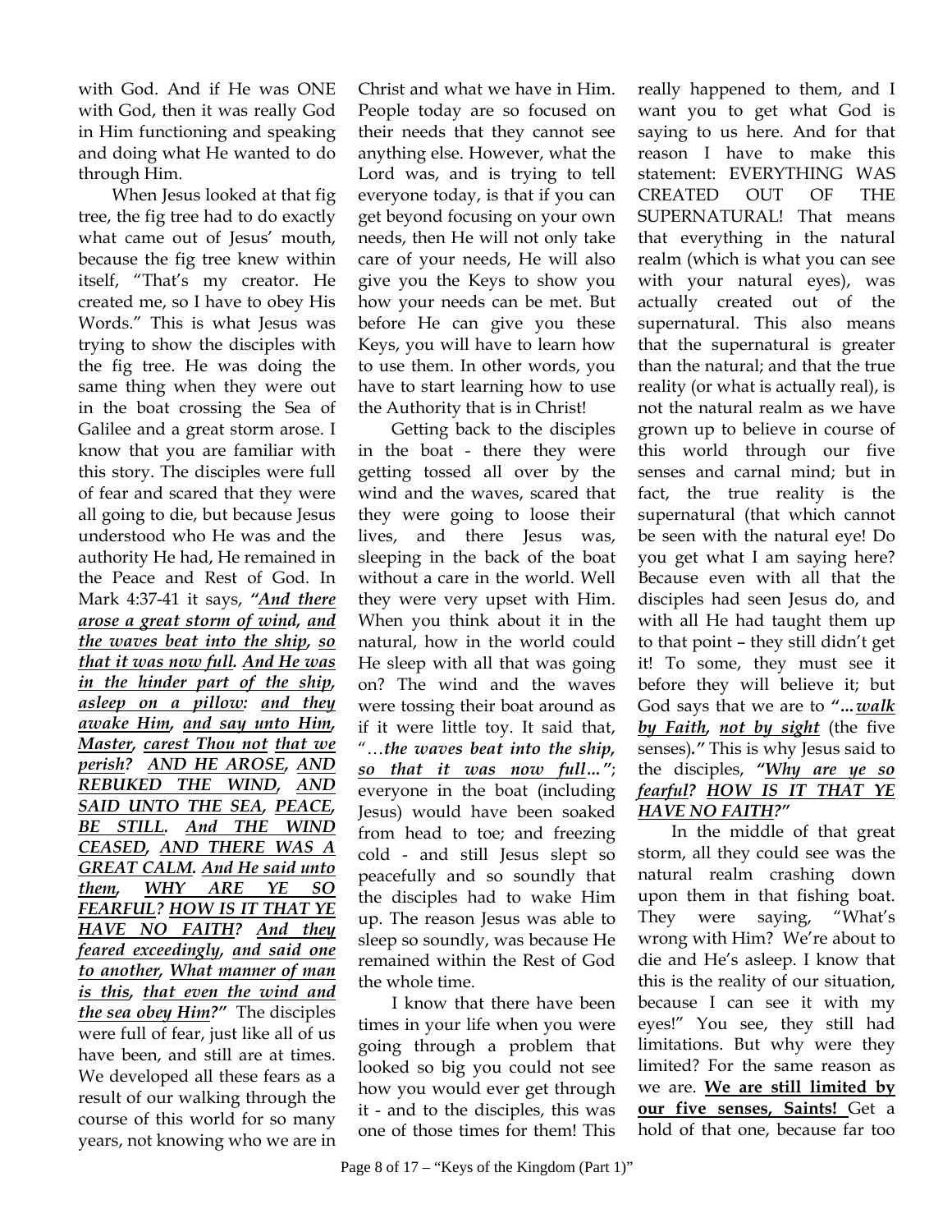with God. And if He was ONE with God, then it was really God in Him functioning and speaking and doing what He wanted to do through Him.

When Jesus looked at that fig tree, the fig tree had to do exactly what came out of Jesus' mouth, because the fig tree knew within itself, "That's my creator. He created me, so I have to obey His Words." This is what Jesus was trying to show the disciples with the fig tree. He was doing the same thing when they were out in the boat crossing the Sea of Galilee and a great storm arose. I know that you are familiar with this story. The disciples were full of fear and scared that they were all going to die, but because Jesus understood who He was and the authority He had, He remained in the Peace and Rest of God. In Mark 4:37-41 it says, ***"<u>And there arose a great storm of wind</u>, <u>and the waves beat into the ship</u>, <u>so that it was now full</u>. <u>And He was in the hinder part of the ship</u>, <u>asleep on a pillow</u>: <u>and they awake Him</u>, <u>and say unto Him</u>, <u>Master</u>, <u>carest Thou not</u> <u>that we perish</u>? <u>AND HE AROSE</u>, <u>AND REBUKED THE WIND</u>, <u>AND SAID UNTO THE SEA</u>, <u>PEACE</u>, <u>BE STILL</u>. <u>And THE WIND CEASED</u>, <u>AND THERE WAS A GREAT CALM</u>. <u>And He said unto them</u>, <u>WHY ARE YE SO FEARFUL</u>? <u>HOW IS IT THAT YE HAVE NO FAITH</u>? <u>And they feared exceedingly</u>, <u>and said one to another</u>, <u>What manner of man is this</u>, <u>that even the wind and the sea obey Him</u>?"*** The disciples were full of fear, just like all of us have been, and still are at times. We developed all these fears as a result of our walking through the course of this world for so many years, not knowing who we are in Christ and what we have in Him. People today are so focused on their needs that they cannot see anything else. However, what the Lord was, and is trying to tell everyone today, is that if you can get beyond focusing on your own needs, then He will not only take care of your needs, He will also give you the Keys to show you how your needs can be met. But before He can give you these Keys, you will have to learn how to use them. In other words, you have to start learning how to use the Authority that is in Christ!

Getting back to the disciples in the boat - there they were getting tossed all over by the wind and the waves, scared that they were going to loose their lives, and there Jesus was, sleeping in the back of the boat without a care in the world. Well they were very upset with Him. When you think about it in the natural, how in the world could He sleep with all that was going on? The wind and the waves were tossing their boat around as if it were little toy. It said that, "…***the waves beat into the ship***, ***<u>so that it was now full</u>…***"; everyone in the boat (including Jesus) would have been soaked from head to toe; and freezing cold - and still Jesus slept so peacefully and so soundly that the disciples had to wake Him up. The reason Jesus was able to sleep so soundly, was because He remained within the Rest of God the whole time.

I know that there have been times in your life when you were going through a problem that looked so big you could not see how you would ever get through it - and to the disciples, this was one of those times for them! This really happened to them, and I want you to get what God is saying to us here. And for that reason I have to make this statement: EVERYTHING WAS CREATED OUT OF THE SUPERNATURAL! That means that everything in the natural realm (which is what you can see with your natural eyes), was actually created out of the supernatural. This also means that the supernatural is greater than the natural; and that the true reality (or what is actually real), is not the natural realm as we have grown up to believe in course of this world through our five senses and carnal mind; but in fact, the true reality is the supernatural (that which cannot be seen with the natural eye! Do you get what I am saying here? Because even with all that the disciples had seen Jesus do, and with all He had taught them up to that point – they still didn't get it! To some, they must see it before they will believe it; but God says that we are to ***"…<u>walk by Faith</u>, <u>not by sight</u>*** (the five senses)***."*** This is why Jesus said to the disciples, ***"<u>Why are ye so fearful</u>? <u>HOW IS IT THAT YE HAVE NO FAITH</u>?"***

In the middle of that great storm, all they could see was the natural realm crashing down upon them in that fishing boat. They were saying, "What's wrong with Him? We're about to die and He's asleep. I know that this is the reality of our situation, because I can see it with my eyes!" You see, they still had limitations. But why were they limited? For the same reason as we are. **<u>We are still limited by our five senses, Saints!</u>** Get a hold of that one, because far too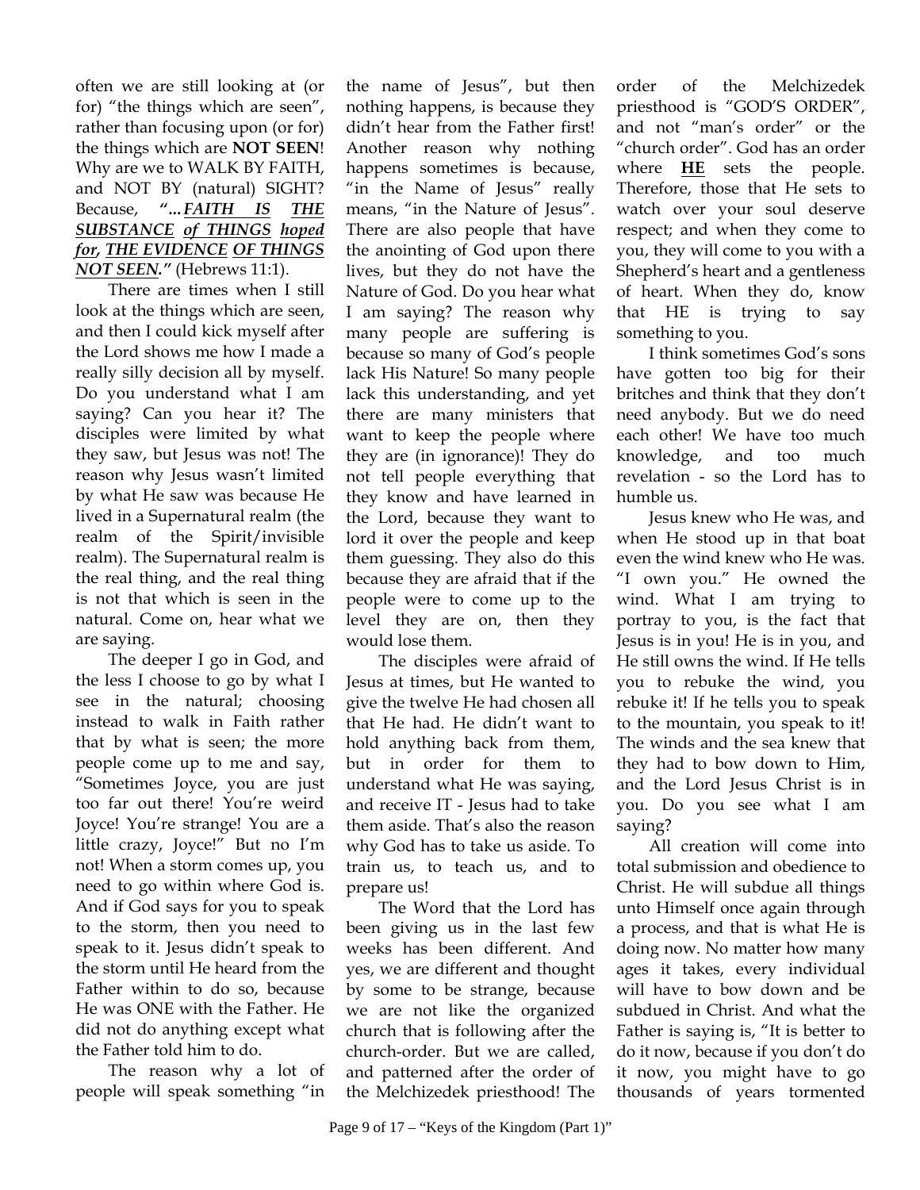often we are still looking at (or for) "the things which are seen", rather than focusing upon (or for) the things which are **NOT SEEN**! Why are we to WALK BY FAITH, and NOT BY (natural) SIGHT? Because, ***"…<u>FAITH IS THE SUBSTANCE of THINGS hoped for, THE EVIDENCE OF THINGS NOT SEEN</u>."*** (Hebrews 11:1).

There are times when I still look at the things which are seen, and then I could kick myself after the Lord shows me how I made a really silly decision all by myself. Do you understand what I am saying? Can you hear it? The disciples were limited by what they saw, but Jesus was not! The reason why Jesus wasn't limited by what He saw was because He lived in a Supernatural realm (the realm of the Spirit/invisible realm). The Supernatural realm is the real thing, and the real thing is not that which is seen in the natural. Come on, hear what we are saying.

The deeper I go in God, and the less I choose to go by what I see in the natural; choosing instead to walk in Faith rather that by what is seen; the more people come up to me and say, "Sometimes Joyce, you are just too far out there! You're weird Joyce! You're strange! You are a little crazy, Joyce!" But no I'm not! When a storm comes up, you need to go within where God is. And if God says for you to speak to the storm, then you need to speak to it. Jesus didn't speak to the storm until He heard from the Father within to do so, because He was ONE with the Father. He did not do anything except what the Father told him to do.

The reason why a lot of people will speak something "in the name of Jesus", but then nothing happens, is because they didn't hear from the Father first! Another reason why nothing happens sometimes is because, "in the Name of Jesus" really means, "in the Nature of Jesus". There are also people that have the anointing of God upon there lives, but they do not have the Nature of God. Do you hear what I am saying? The reason why many people are suffering is because so many of God's people lack His Nature! So many people lack this understanding, and yet there are many ministers that want to keep the people where they are (in ignorance)! They do not tell people everything that they know and have learned in the Lord, because they want to lord it over the people and keep them guessing. They also do this because they are afraid that if the people were to come up to the level they are on, then they would lose them.

The disciples were afraid of Jesus at times, but He wanted to give the twelve He had chosen all that He had. He didn't want to hold anything back from them, but in order for them to understand what He was saying, and receive IT - Jesus had to take them aside. That's also the reason why God has to take us aside. To train us, to teach us, and to prepare us!

The Word that the Lord has been giving us in the last few weeks has been different. And yes, we are different and thought by some to be strange, because we are not like the organized church that is following after the church-order. But we are called, and patterned after the order of the Melchizedek priesthood! The order of the Melchizedek priesthood is "GOD'S ORDER", and not "man's order" or the "church order". God has an order where **<u>HE</u>** sets the people. Therefore, those that He sets to watch over your soul deserve respect; and when they come to you, they will come to you with a Shepherd's heart and a gentleness of heart. When they do, know that HE is trying to say something to you.

I think sometimes God's sons have gotten too big for their britches and think that they don't need anybody. But we do need each other! We have too much knowledge, and too much revelation - so the Lord has to humble us.

Jesus knew who He was, and when He stood up in that boat even the wind knew who He was. "I own you." He owned the wind. What I am trying to portray to you, is the fact that Jesus is in you! He is in you, and He still owns the wind. If He tells you to rebuke the wind, you rebuke it! If he tells you to speak to the mountain, you speak to it! The winds and the sea knew that they had to bow down to Him, and the Lord Jesus Christ is in you. Do you see what I am saying?

All creation will come into total submission and obedience to Christ. He will subdue all things unto Himself once again through a process, and that is what He is doing now. No matter how many ages it takes, every individual will have to bow down and be subdued in Christ. And what the Father is saying is, "It is better to do it now, because if you don't do it now, you might have to go thousands of years tormented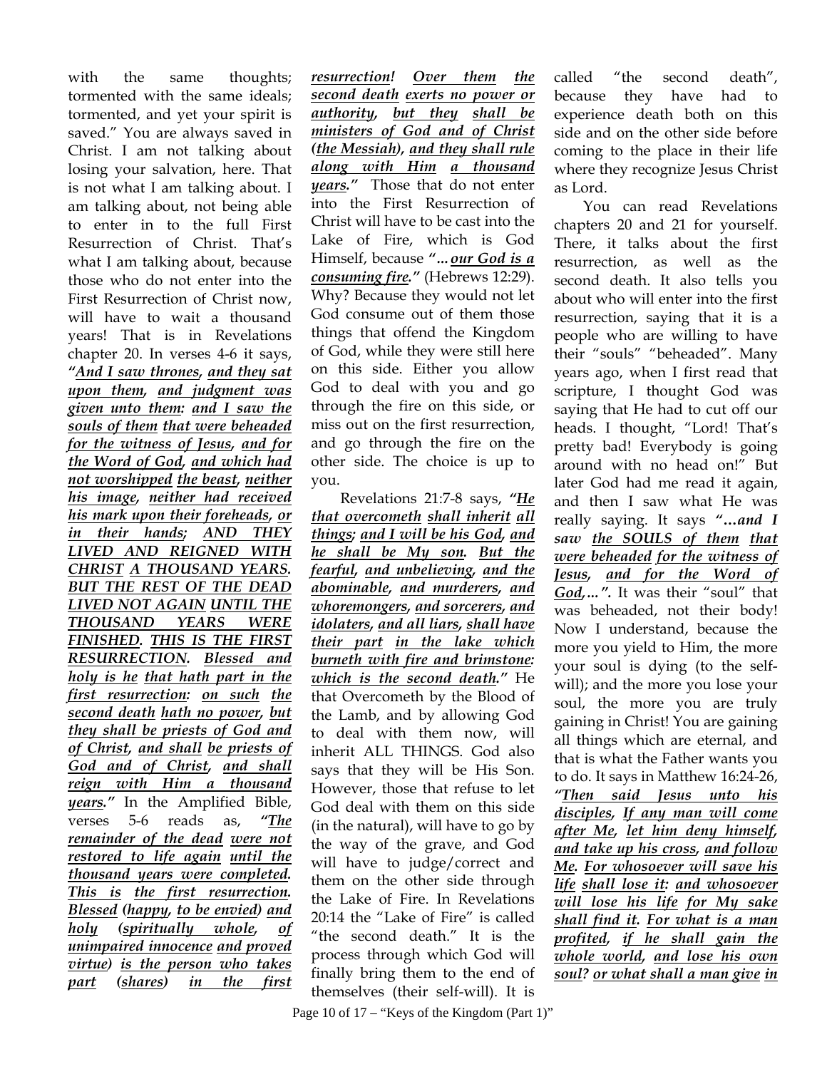with the same thoughts; tormented with the same ideals; tormented, and yet your spirit is saved." You are always saved in Christ. I am not talking about losing your salvation, here. That is not what I am talking about. I am talking about, not being able to enter in to the full First Resurrection of Christ. That's what I am talking about, because those who do not enter into the First Resurrection of Christ now, will have to wait a thousand years! That is in Revelations chapter 20. In verses 4-6 it says, ***"And I saw thrones, and they sat upon them, and judgment was given unto them: and I saw the souls of them that were beheaded for the witness of Jesus, and for the Word of God, and which had not worshipped the beast, neither his image, neither had received his mark upon their foreheads, or in their hands; AND THEY LIVED AND REIGNED WITH CHRIST A THOUSAND YEARS. BUT THE REST OF THE DEAD LIVED NOT AGAIN UNTIL THE THOUSAND YEARS WERE FINISHED. THIS IS THE FIRST RESURRECTION. Blessed and holy is he that hath part in the first resurrection: on such the second death hath no power, but they shall be priests of God and of Christ, and shall be priests of God and of Christ, and shall reign with Him a thousand years."*** In the Amplified Bible, verses 5-6 reads as, ***"The remainder of the dead were not restored to life again until the thousand years were completed. This is the first resurrection. Blessed (happy, to be envied) and holy (spiritually whole, of unimpaired innocence and proved virtue) is the person who takes part (shares) in the first resurrection! Over them the second death exerts no power or authority, but they shall be ministers of God and of Christ (the Messiah), and they shall rule along with Him a thousand years."*** Those that do not enter into the First Resurrection of Christ will have to be cast into the Lake of Fire, which is God Himself, because ***"...our God is a consuming fire."*** (Hebrews 12:29). Why? Because they would not let God consume out of them those things that offend the Kingdom of God, while they were still here on this side. Either you allow God to deal with you and go through the fire on this side, or miss out on the first resurrection, and go through the fire on the other side. The choice is up to you.

Revelations 21:7-8 says, ***"He that overcometh shall inherit all things; and I will be his God, and he shall be My son. But the fearful, and unbelieving, and the abominable, and murderers, and whoremongers, and sorcerers, and idolaters, and all liars, shall have their part in the lake which burneth with fire and brimstone: which is the second death."*** He that Overcometh by the Blood of the Lamb, and by allowing God to deal with them now, will inherit ALL THINGS. God also says that they will be His Son. However, those that refuse to let God deal with them on this side (in the natural), will have to go by the way of the grave, and God will have to judge/correct and them on the other side through the Lake of Fire. In Revelations 20:14 the "Lake of Fire" is called "the second death." It is the process through which God will finally bring them to the end of themselves (their self-will). It is called "the second death", because they have had to experience death both on this side and on the other side before coming to the place in their life where they recognize Jesus Christ as Lord.

You can read Revelations chapters 20 and 21 for yourself. There, it talks about the first resurrection, as well as the second death. It also tells you about who will enter into the first resurrection, saying that it is a people who are willing to have their "souls" "beheaded". Many years ago, when I first read that scripture, I thought God was saying that He had to cut off our heads. I thought, "Lord! That's pretty bad! Everybody is going around with no head on!" But later God had me read it again, and then I saw what He was really saying. It says ***"...and I saw the SOULS of them that were beheaded for the witness of Jesus, and for the Word of God,...".*** It was their "soul" that was beheaded, not their body! Now I understand, because the more you yield to Him, the more your soul is dying (to the self-will); and the more you lose your soul, the more you are truly gaining in Christ! You are gaining all things which are eternal, and that is what the Father wants you to do. It says in Matthew 16:24-26, ***"Then said Jesus unto his disciples, If any man will come after Me, let him deny himself, and take up his cross, and follow Me. For whosoever will save his life shall lose it: and whosoever will lose his life for My sake shall find it. For what is a man profited, if he shall gain the whole world, and lose his own soul? or what shall a man give in***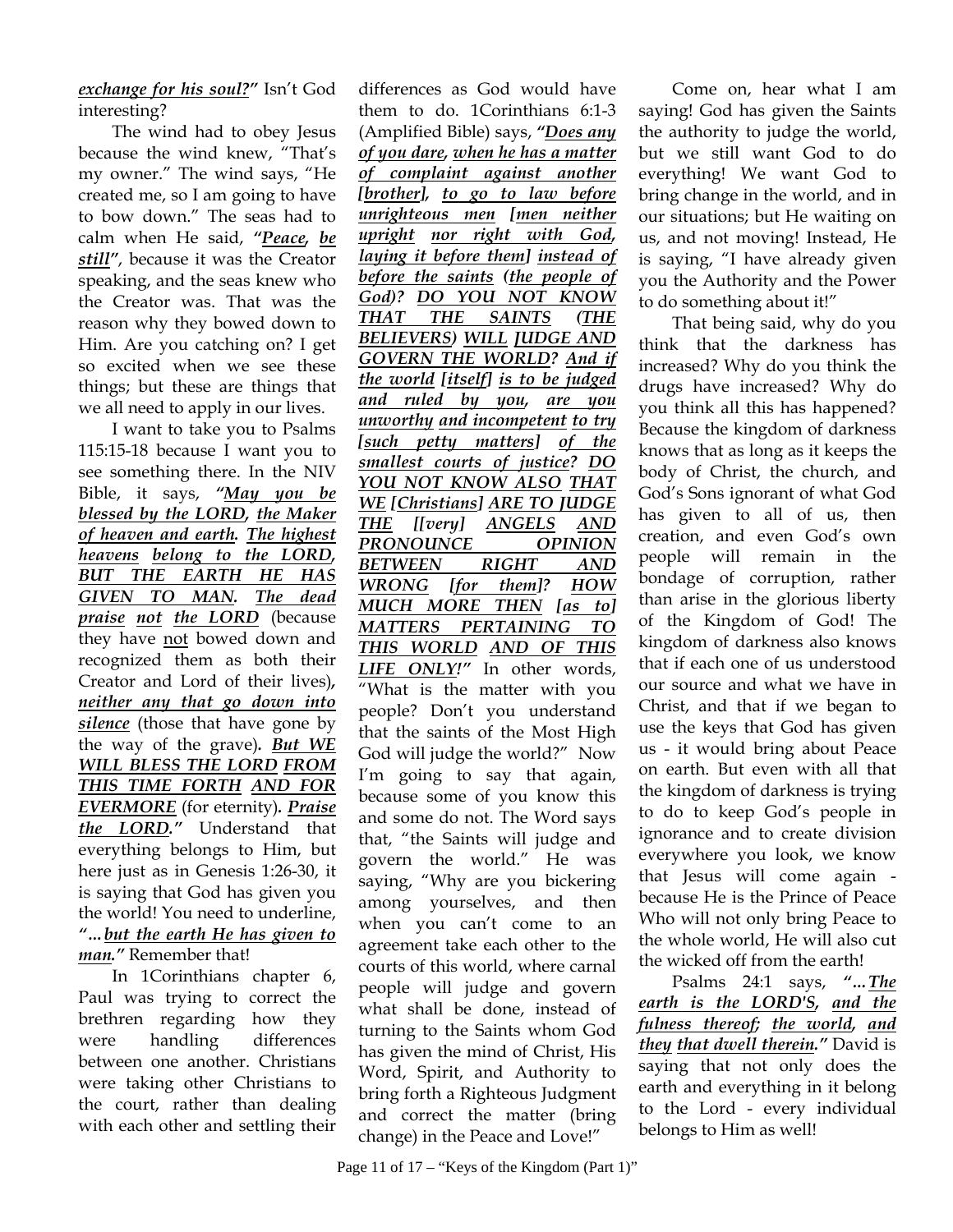***exchange for his soul?"*** Isn't God interesting?

The wind had to obey Jesus because the wind knew, "That's my owner." The wind says, "He created me, so I am going to have to bow down." The seas had to calm when He said, ***"Peace, be still"***, because it was the Creator speaking, and the seas knew who the Creator was. That was the reason why they bowed down to Him. Are you catching on? I get so excited when we see these things; but these are things that we all need to apply in our lives.

I want to take you to Psalms 115:15-18 because I want you to see something there. In the NIV Bible, it says, ***"May you be blessed by the LORD, the Maker of heaven and earth. The highest heavens belong to the LORD, BUT THE EARTH HE HAS GIVEN TO MAN. The dead praise not the LORD*** (because they have not bowed down and recognized them as both their Creator and Lord of their lives)***, neither any that go down into silence*** (those that have gone by the way of the grave)***. But WE WILL BLESS THE LORD FROM THIS TIME FORTH AND FOR EVERMORE*** (for eternity)***. Praise the LORD."*** Understand that everything belongs to Him, but here just as in Genesis 1:26-30, it is saying that God has given you the world! You need to underline, ***"...but the earth He has given to man."*** Remember that!

In 1Corinthians chapter 6, Paul was trying to correct the brethren regarding how they were handling differences between one another. Christians were taking other Christians to the court, rather than dealing with each other and settling their differences as God would have them to do. 1Corinthians 6:1-3 (Amplified Bible) says, ***"Does any of you dare, when he has a matter of complaint against another [brother], to go to law before unrighteous men [men neither upright nor right with God, laying it before them] instead of before the saints (the people of God)? DO YOU NOT KNOW THAT THE SAINTS (THE BELIEVERS) WILL JUDGE AND GOVERN THE WORLD? And if the world [itself] is to be judged and ruled by you, are you unworthy and incompetent to try [such petty matters] of the smallest courts of justice? DO YOU NOT KNOW ALSO THAT WE [Christians] ARE TO JUDGE THE [[very] ANGELS AND PRONOUNCE OPINION BETWEEN RIGHT AND WRONG [for them]? HOW MUCH MORE THEN [as to] MATTERS PERTAINING TO THIS WORLD AND OF THIS LIFE ONLY!"*** In other words, "What is the matter with you people? Don't you understand that the saints of the Most High God will judge the world?" Now I'm going to say that again, because some of you know this and some do not. The Word says that, "the Saints will judge and govern the world." He was saying, "Why are you bickering among yourselves, and then when you can't come to an agreement take each other to the courts of this world, where carnal people will judge and govern what shall be done, instead of turning to the Saints whom God has given the mind of Christ, His Word, Spirit, and Authority to bring forth a Righteous Judgment and correct the matter (bring change) in the Peace and Love!"

Come on, hear what I am saying! God has given the Saints the authority to judge the world, but we still want God to do everything! We want God to bring change in the world, and in our situations; but He waiting on us, and not moving! Instead, He is saying, "I have already given you the Authority and the Power to do something about it!"

That being said, why do you think that the darkness has increased? Why do you think the drugs have increased? Why do you think all this has happened? Because the kingdom of darkness knows that as long as it keeps the body of Christ, the church, and God's Sons ignorant of what God has given to all of us, then creation, and even God's own people will remain in the bondage of corruption, rather than arise in the glorious liberty of the Kingdom of God! The kingdom of darkness also knows that if each one of us understood our source and what we have in Christ, and that if we began to use the keys that God has given us - it would bring about Peace on earth. But even with all that the kingdom of darkness is trying to do to keep God's people in ignorance and to create division everywhere you look, we know that Jesus will come again - because He is the Prince of Peace Who will not only bring Peace to the whole world, He will also cut the wicked off from the earth!

Psalms 24:1 says, ***"...The earth is the LORD'S, and the fulness thereof; the world, and they that dwell therein."*** David is saying that not only does the earth and everything in it belong to the Lord - every individual belongs to Him as well!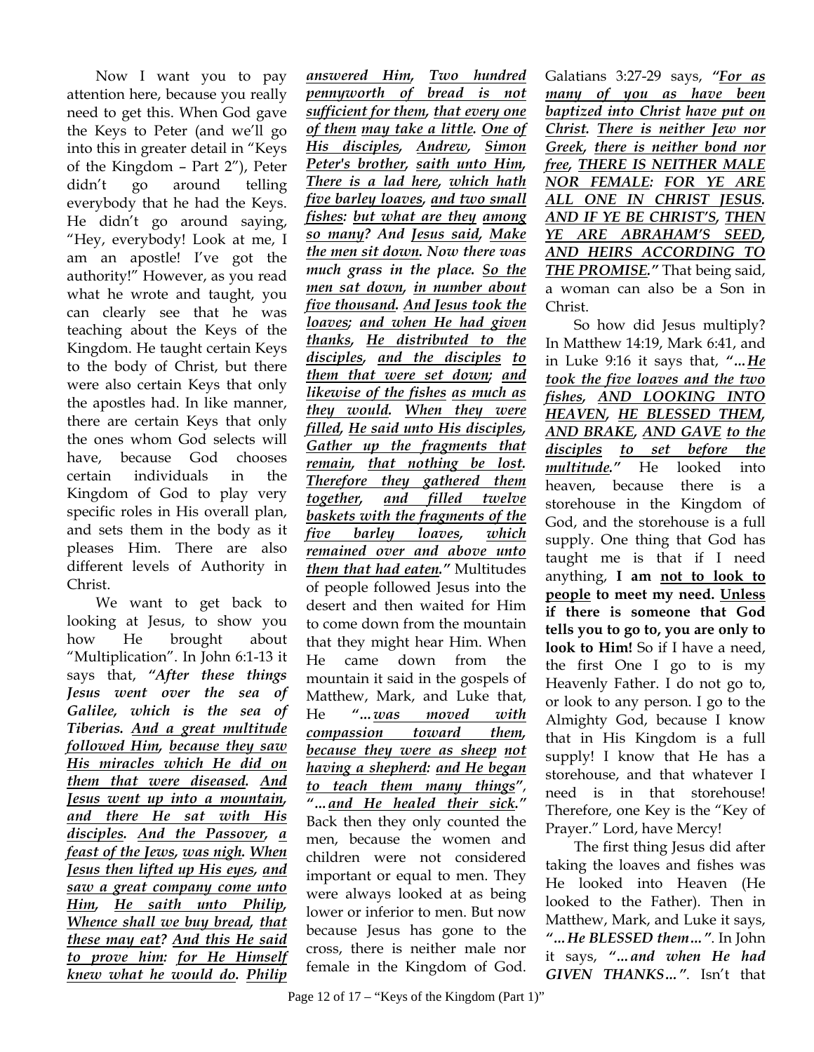Now I want you to pay attention here, because you really need to get this. When God gave the Keys to Peter (and we'll go into this in greater detail in "Keys of the Kingdom – Part 2"), Peter didn't go around telling everybody that he had the Keys. He didn't go around saying, "Hey, everybody! Look at me, I am an apostle! I've got the authority!" However, as you read what he wrote and taught, you can clearly see that he was teaching about the Keys of the Kingdom. He taught certain Keys to the body of Christ, but there were also certain Keys that only the apostles had. In like manner, there are certain Keys that only the ones whom God selects will have, because God chooses certain individuals in the Kingdom of God to play very specific roles in His overall plan, and sets them in the body as it pleases Him. There are also different levels of Authority in Christ.

We want to get back to looking at Jesus, to show you how He brought about "Multiplication". In John 6:1-13 it says that, ***"After these things Jesus went over the sea of Galilee, which is the sea of Tiberias. <u>And a great multitude followed Him</u>, <u>because they saw His miracles which He did on them that were diseased</u>. <u>And Jesus went up into a mountain</u>, <u>and there He sat with His disciples</u>. <u>And the Passover</u>, <u>a feast of the Jews</u>, <u>was nigh</u>. <u>When Jesus then lifted up His eyes</u>, <u>and saw a great company come unto Him</u>, <u>He saith unto Philip</u>, <u>Whence shall we buy bread</u>, <u>that these may eat</u>? <u>And this He said to prove him</u>: <u>for He Himself knew what he would do</u>. <u>Philip answered Him</u>, <u>Two hundred pennyworth of bread is not sufficient for them</u>, <u>that every one of them</u> <u>may take a little</u>. <u>One of His disciples</u>, <u>Andrew</u>, <u>Simon Peter's brother</u>, <u>saith unto Him</u>, <u>There is a lad here</u>, <u>which hath five barley loaves</u>, <u>and two small fishes</u>: <u>but what are they</u> <u>among so many</u>? <u>And Jesus said</u>, <u>Make the men sit down</u>. Now there was much grass in the place. <u>So the men sat down</u>, <u>in number about five thousand</u>. <u>And Jesus took the loaves</u>; <u>and when He had given thanks</u>, <u>He distributed to the disciples</u>, <u>and the disciples</u> <u>to them that were set down</u>; <u>and likewise of the fishes</u> <u>as much as they would</u>. <u>When they were filled</u>, <u>He said unto His disciples</u>, <u>Gather up the fragments that remain</u>, <u>that nothing be lost</u>. <u>Therefore they gathered them together</u>, <u>and filled twelve baskets with the fragments of the five barley loaves</u>, <u>which remained over and above unto them that had eaten</u>."*** Multitudes of people followed Jesus into the desert and then waited for Him to come down from the mountain that they might hear Him. When He came down from the mountain it said in the gospels of Matthew, Mark, and Luke that, He ***"…<u>was moved with compassion toward them</u>, <u>because they were as sheep</u> <u>not having a shepherd</u>: <u>and He began to teach them many things</u>"***, ***"…<u>and He healed their sick</u>."*** Back then they only counted the men, because the women and children were not considered important or equal to men. They were always looked at as being lower or inferior to men. But now because Jesus has gone to the cross, there is neither male nor female in the Kingdom of God. Galatians 3:27-29 says, ***"<u>For as many of you as have been baptized into Christ</u> <u>have put on Christ</u>. <u>There is neither Jew nor Greek</u>, <u>there is neither bond nor free</u>, <u>THERE IS NEITHER MALE NOR FEMALE</u>: <u>FOR YE ARE ALL ONE IN CHRIST JESUS</u>. <u>AND IF YE BE CHRIST'S</u>, <u>THEN YE ARE ABRAHAM'S SEED</u>, <u>AND HEIRS ACCORDING TO THE PROMISE</u>."*** That being said, a woman can also be a Son in Christ.

So how did Jesus multiply? In Matthew 14:19, Mark 6:41, and in Luke 9:16 it says that, ***"…<u>He took the five loaves and the two fishes</u>, <u>AND LOOKING INTO HEAVEN</u>, <u>HE BLESSED THEM</u>, <u>AND BRAKE</u>, <u>AND GAVE</u> <u>to the disciples</u> <u>to set before the multitude</u>."*** He looked into heaven, because there is a storehouse in the Kingdom of God, and the storehouse is a full supply. One thing that God has taught me is that if I need anything, **I am <u>not to look to people</u> to meet my need. <u>Unless if there is someone that God tells you to go to, you are only to look to Him!</u>** So if I have a need, the first One I go to is my Heavenly Father. I do not go to, or look to any person. I go to the Almighty God, because I know that in His Kingdom is a full supply! I know that He has a storehouse, and that whatever I need is in that storehouse! Therefore, one Key is the "Key of Prayer." Lord, have Mercy!

The first thing Jesus did after taking the loaves and fishes was He looked into Heaven (He looked to the Father). Then in Matthew, Mark, and Luke it says, ***"…He BLESSED them…"***. In John it says, ***"…and when He had GIVEN THANKS…"***. Isn't that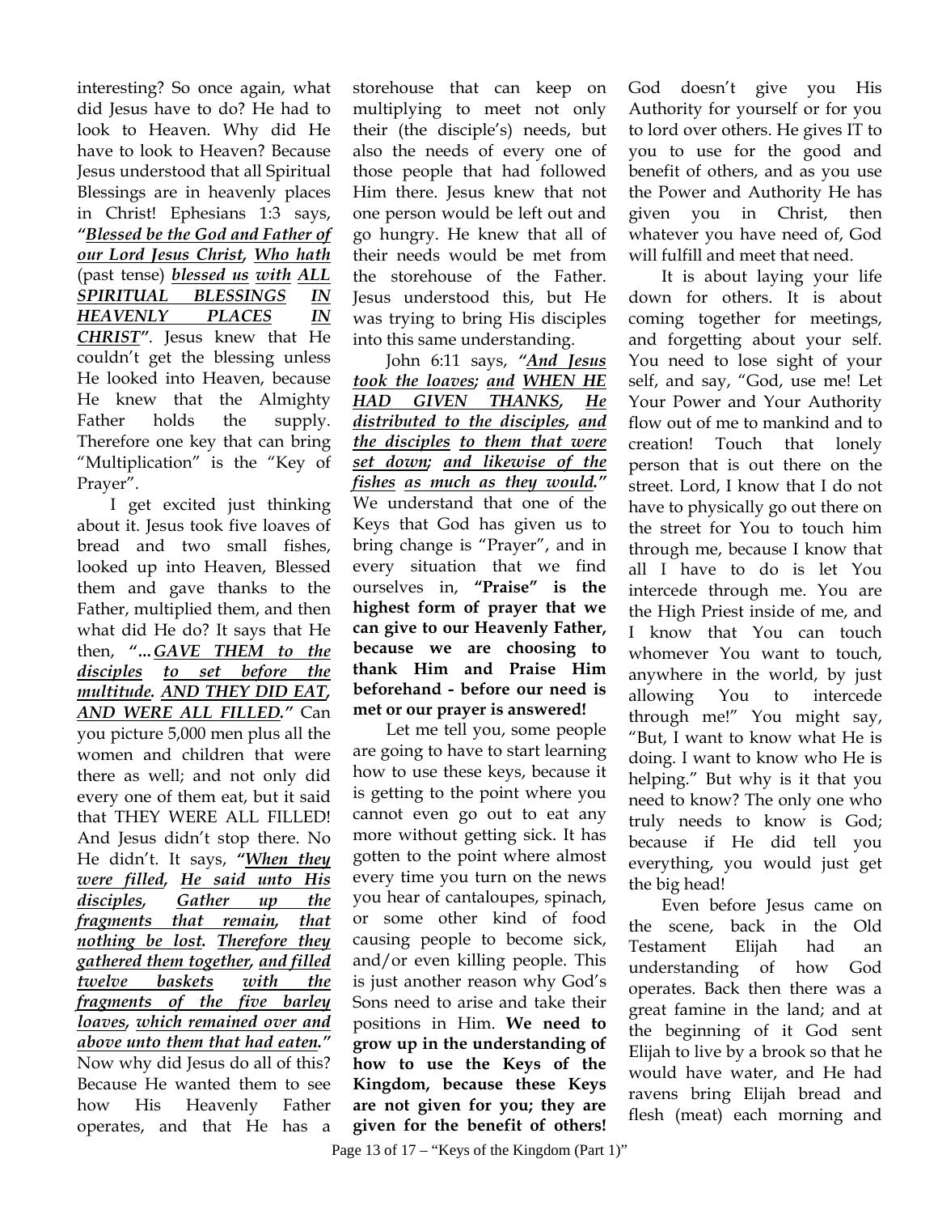interesting? So once again, what did Jesus have to do? He had to look to Heaven. Why did He have to look to Heaven? Because Jesus understood that all Spiritual Blessings are in heavenly places in Christ! Ephesians 1:3 says, ***"Blessed be the God and Father of our Lord Jesus Christ, Who hath*** (past tense) ***blessed us with ALL SPIRITUAL BLESSINGS IN HEAVENLY PLACES IN CHRIST"***. Jesus knew that He couldn't get the blessing unless He looked into Heaven, because He knew that the Almighty Father holds the supply. Therefore one key that can bring "Multiplication" is the "Key of Prayer".

I get excited just thinking about it. Jesus took five loaves of bread and two small fishes, looked up into Heaven, Blessed them and gave thanks to the Father, multiplied them, and then what did He do? It says that He then, ***"…GAVE THEM to the disciples to set before the multitude. AND THEY DID EAT, AND WERE ALL FILLED."*** Can you picture 5,000 men plus all the women and children that were there as well; and not only did every one of them eat, but it said that THEY WERE ALL FILLED! And Jesus didn't stop there. No He didn't. It says, ***"When they were filled, He said unto His disciples, Gather up the fragments that remain, that nothing be lost. Therefore they gathered them together, and filled twelve baskets with the fragments of the five barley loaves, which remained over and above unto them that had eaten."*** Now why did Jesus do all of this? Because He wanted them to see how His Heavenly Father operates, and that He has a storehouse that can keep on multiplying to meet not only their (the disciple's) needs, but also the needs of every one of those people that had followed Him there. Jesus knew that not one person would be left out and go hungry. He knew that all of their needs would be met from the storehouse of the Father. Jesus understood this, but He was trying to bring His disciples into this same understanding.

John 6:11 says, ***"And Jesus took the loaves; and WHEN HE HAD GIVEN THANKS, He distributed to the disciples, and the disciples to them that were set down; and likewise of the fishes as much as they would."*** We understand that one of the Keys that God has given us to bring change is "Prayer", and in every situation that we find ourselves in, **"Praise" is the highest form of prayer that we can give to our Heavenly Father, because we are choosing to thank Him and Praise Him beforehand - before our need is met or our prayer is answered!**

Let me tell you, some people are going to have to start learning how to use these keys, because it is getting to the point where you cannot even go out to eat any more without getting sick. It has gotten to the point where almost every time you turn on the news you hear of cantaloupes, spinach, or some other kind of food causing people to become sick, and/or even killing people. This is just another reason why God's Sons need to arise and take their positions in Him. **We need to grow up in the understanding of how to use the Keys of the Kingdom, because these Keys are not given for you; they are given for the benefit of others!** God doesn't give you His Authority for yourself or for you to lord over others. He gives IT to you to use for the good and benefit of others, and as you use the Power and Authority He has given you in Christ, then whatever you have need of, God will fulfill and meet that need.

It is about laying your life down for others. It is about coming together for meetings, and forgetting about your self. You need to lose sight of your self, and say, "God, use me! Let Your Power and Your Authority flow out of me to mankind and to creation! Touch that lonely person that is out there on the street. Lord, I know that I do not have to physically go out there on the street for You to touch him through me, because I know that all I have to do is let You intercede through me. You are the High Priest inside of me, and I know that You can touch whomever You want to touch, anywhere in the world, by just allowing You to intercede through me!" You might say, "But, I want to know what He is doing. I want to know who He is helping." But why is it that you need to know? The only one who truly needs to know is God; because if He did tell you everything, you would just get the big head!

Even before Jesus came on the scene, back in the Old Testament Elijah had an understanding of how God operates. Back then there was a great famine in the land; and at the beginning of it God sent Elijah to live by a brook so that he would have water, and He had ravens bring Elijah bread and flesh (meat) each morning and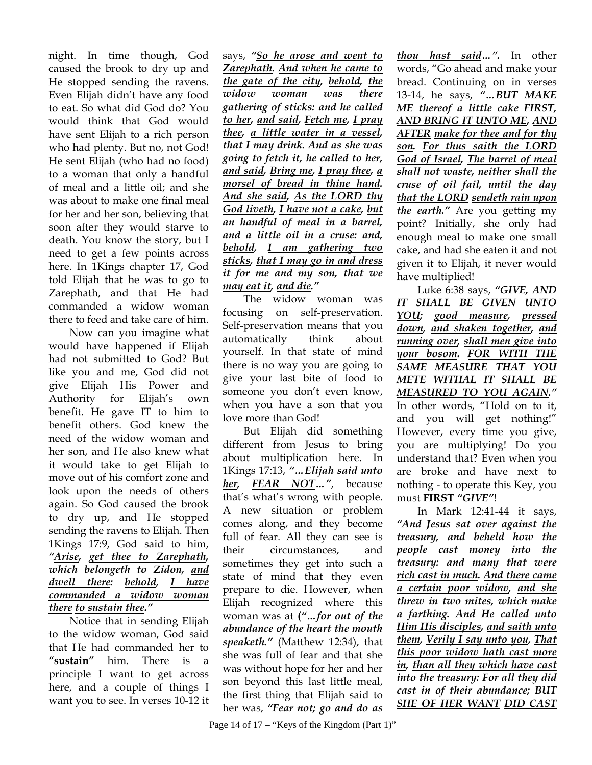night. In time though, God caused the brook to dry up and He stopped sending the ravens. Even Elijah didn't have any food to eat. So what did God do? You would think that God would have sent Elijah to a rich person who had plenty. But no, not God! He sent Elijah (who had no food) to a woman that only a handful of meal and a little oil; and she was about to make one final meal for her and her son, believing that soon after they would starve to death. You know the story, but I need to get a few points across here. In 1Kings chapter 17, God told Elijah that he was to go to Zarephath, and that He had commanded a widow woman there to feed and take care of him.

Now can you imagine what would have happened if Elijah had not submitted to God? But like you and me, God did not give Elijah His Power and Authority for Elijah's own benefit. He gave IT to him to benefit others. God knew the need of the widow woman and her son, and He also knew what it would take to get Elijah to move out of his comfort zone and look upon the needs of others again. So God caused the brook to dry up, and He stopped sending the ravens to Elijah. Then 1Kings 17:9, God said to him, ***"<u>Arise</u>, <u>get thee to Zarephath</u>, which belongeth to Zidon, <u>and dwell there</u>: <u>behold</u>, <u>I have commanded a widow woman there</u> <u>to sustain thee</u>."***

Notice that in sending Elijah to the widow woman, God said that He had commanded her to **"sustain"** him. There is a principle I want to get across here, and a couple of things I want you to see. In verses 10-12 it says, ***"<u>So he arose and went to Zarephath</u>. <u>And when he came to the gate of the city</u>, <u>behold</u>, <u>the widow woman was there gathering of sticks</u>: <u>and he called to her</u>, <u>and said</u>, <u>Fetch me</u>, <u>I pray thee</u>, <u>a little water in a vessel</u>, <u>that I may drink</u>. <u>And as she was going to fetch it</u>, <u>he called to her</u>, <u>and said</u>, <u>Bring me</u>, <u>I pray thee</u>, <u>a morsel of bread in thine hand</u>. <u>And she said</u>, <u>As the LORD thy God liveth</u>, <u>I have not a cake</u>, <u>but an handful of meal</u> <u>in a barrel</u>, <u>and a little oil</u> <u>in a cruse</u>: <u>and</u>, <u>behold</u>, <u>I am gathering two sticks</u>, <u>that I may go in and dress it for me and my son</u>, <u>that we may eat it</u>, <u>and die</u>."***

The widow woman was focusing on self-preservation. Self-preservation means that you automatically think about yourself. In that state of mind there is no way you are going to give your last bite of food to someone you don't even know, when you have a son that you love more than God!

But Elijah did something different from Jesus to bring about multiplication here. In 1Kings 17:13, ***"...<u>Elijah said unto her</u>, <u>FEAR NOT</u>..."***, because that's what's wrong with people. A new situation or problem comes along, and they become full of fear. All they can see is their circumstances, and sometimes they get into such a state of mind that they even prepare to die. However, when Elijah recognized where this woman was at **(*"...for out of the abundance of the heart the mouth speaketh."*** (Matthew 12:34), that she was full of fear and that she was without hope for her and her son beyond this last little meal, the first thing that Elijah said to her was, ***"<u>Fear not</u>; <u>go and do</u> <u>as thou hast said</u>..."***. In other words, "Go ahead and make your bread. Continuing on in verses 13-14, he says, ***"...<u>BUT MAKE ME thereof a little cake FIRST</u>, <u>AND BRING IT UNTO ME</u>, <u>AND AFTER</u> <u>make for thee and for thy son</u>. <u>For thus saith the LORD God of Israel</u>, <u>The barrel of meal shall not waste</u>, <u>neither shall the cruse of oil fail</u>, <u>until the day that the LORD</u> <u>sendeth rain upon the earth</u>."*** Are you getting my point? Initially, she only had enough meal to make one small cake, and had she eaten it and not given it to Elijah, it never would have multiplied!

Luke 6:38 says, ***"<u>GIVE</u>, <u>AND IT SHALL BE GIVEN UNTO YOU</u>; <u>good measure</u>, <u>pressed down</u>, <u>and shaken together</u>, <u>and running over</u>, <u>shall men give into your bosom</u>. <u>FOR WITH THE SAME MEASURE THAT YOU METE WITHAL</u> <u>IT SHALL BE MEASURED TO YOU AGAIN</u>."*** In other words, "Hold on to it, and you will get nothing!" However, every time you give, you are multiplying! Do you understand that? Even when you are broke and have next to nothing - to operate this Key, you must **<u>FIRST</u>** ***"<u>GIVE</u>"***!

In Mark 12:41-44 it says, ***"And Jesus sat over against the treasury, and beheld how the people cast money into the treasury: <u>and many that were rich cast in much</u>. <u>And there came a certain poor widow</u>, <u>and she threw in two mites</u>, <u>which make a farthing</u>. <u>And He called unto Him His disciples</u>, <u>and saith unto them</u>, <u>Verily I say unto you</u>, <u>That this poor widow hath cast more in</u>, <u>than all they which have cast into the treasury</u>: <u>For all they did cast in of their abundance</u>; <u>BUT SHE OF HER WANT</u> <u>DID CAST</u>***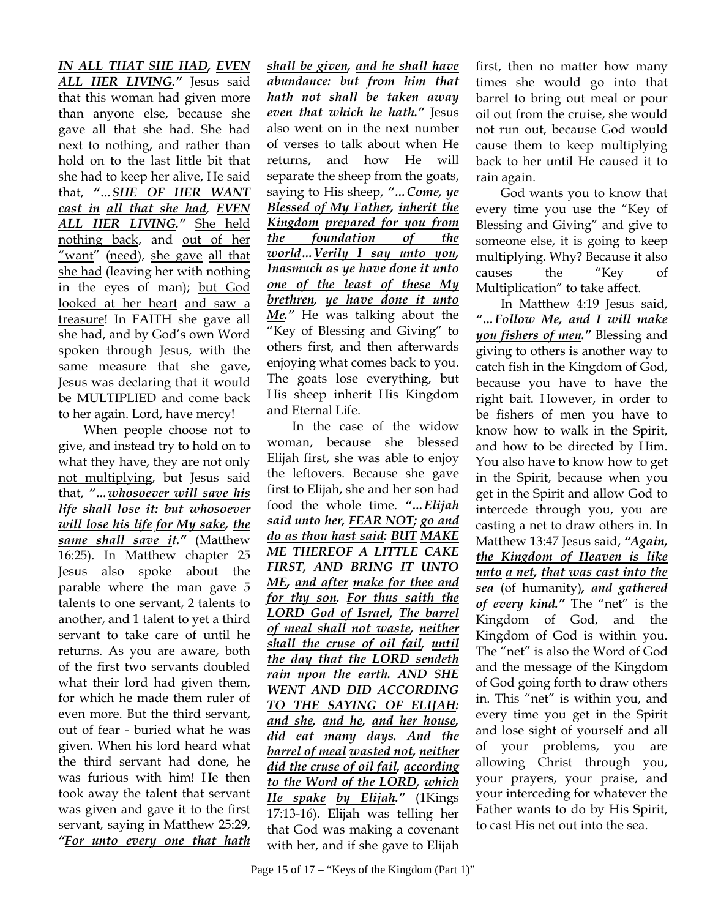***IN ALL THAT SHE HAD, EVEN ALL HER LIVING."*** Jesus said that this woman had given more than anyone else, because she gave all that she had. She had next to nothing, and rather than hold on to the last little bit that she had to keep her alive, He said that, ***"...SHE OF HER WANT cast in all that she had, EVEN ALL HER LIVING."*** She held nothing back, and out of her "want" (need), she gave all that she had (leaving her with nothing in the eyes of man); but God looked at her heart and saw a treasure! In FAITH she gave all she had, and by God's own Word spoken through Jesus, with the same measure that she gave, Jesus was declaring that it would be MULTIPLIED and come back to her again. Lord, have mercy!

When people choose not to give, and instead try to hold on to what they have, they are not only not multiplying, but Jesus said that, ***"...whosoever will save his life shall lose it: but whosoever will lose his life for My sake, the same shall save it."*** (Matthew 16:25). In Matthew chapter 25 Jesus also spoke about the parable where the man gave 5 talents to one servant, 2 talents to another, and 1 talent to yet a third servant to take care of until he returns. As you are aware, both of the first two servants doubled what their lord had given them, for which he made them ruler of even more. But the third servant, out of fear - buried what he was given. When his lord heard what the third servant had done, he was furious with him! He then took away the talent that servant was given and gave it to the first servant, saying in Matthew 25:29, ***"For unto every one that hath shall be given, and he shall have abundance: but from him that hath not shall be taken away even that which he hath."*** Jesus also went on in the next number of verses to talk about when He returns, and how He will separate the sheep from the goats, saying to His sheep, ***"...Come, ye Blessed of My Father, inherit the Kingdom prepared for you from the foundation of the world...Verily I say unto you, Inasmuch as ye have done it unto one of the least of these My brethren, ye have done it unto Me."*** He was talking about the "Key of Blessing and Giving" to others first, and then afterwards enjoying what comes back to you. The goats lose everything, but His sheep inherit His Kingdom and Eternal Life.

In the case of the widow woman, because she blessed Elijah first, she was able to enjoy the leftovers. Because she gave first to Elijah, she and her son had food the whole time. ***"...Elijah said unto her, FEAR NOT; go and do as thou hast said: BUT MAKE ME THEREOF A LITTLE CAKE FIRST, AND BRING IT UNTO ME, and after make for thee and for thy son. For thus saith the LORD God of Israel, The barrel of meal shall not waste, neither shall the cruse of oil fail, until the day that the LORD sendeth rain upon the earth. AND SHE WENT AND DID ACCORDING TO THE SAYING OF ELIJAH: and she, and he, and her house, did eat many days. And the barrel of meal wasted not, neither did the cruse of oil fail, according to the Word of the LORD, which He spake by Elijah."*** (1Kings 17:13-16). Elijah was telling her that God was making a covenant with her, and if she gave to Elijah first, then no matter how many times she would go into that barrel to bring out meal or pour oil out from the cruise, she would not run out, because God would cause them to keep multiplying back to her until He caused it to rain again.

God wants you to know that every time you use the "Key of Blessing and Giving" and give to someone else, it is going to keep multiplying. Why? Because it also causes the "Key of Multiplication" to take affect.

In Matthew 4:19 Jesus said, ***"...Follow Me, and I will make you fishers of men."*** Blessing and giving to others is another way to catch fish in the Kingdom of God, because you have to have the right bait. However, in order to be fishers of men you have to know how to walk in the Spirit, and how to be directed by Him. You also have to know how to get in the Spirit, because when you get in the Spirit and allow God to intercede through you, you are casting a net to draw others in. In Matthew 13:47 Jesus said, ***"Again, the Kingdom of Heaven is like unto a net, that was cast into the sea*** (of humanity)***, and gathered of every kind."*** The "net" is the Kingdom of God, and the Kingdom of God is within you. The "net" is also the Word of God and the message of the Kingdom of God going forth to draw others in. This "net" is within you, and every time you get in the Spirit and lose sight of yourself and all of your problems, you are allowing Christ through you, your prayers, your praise, and your interceding for whatever the Father wants to do by His Spirit, to cast His net out into the sea.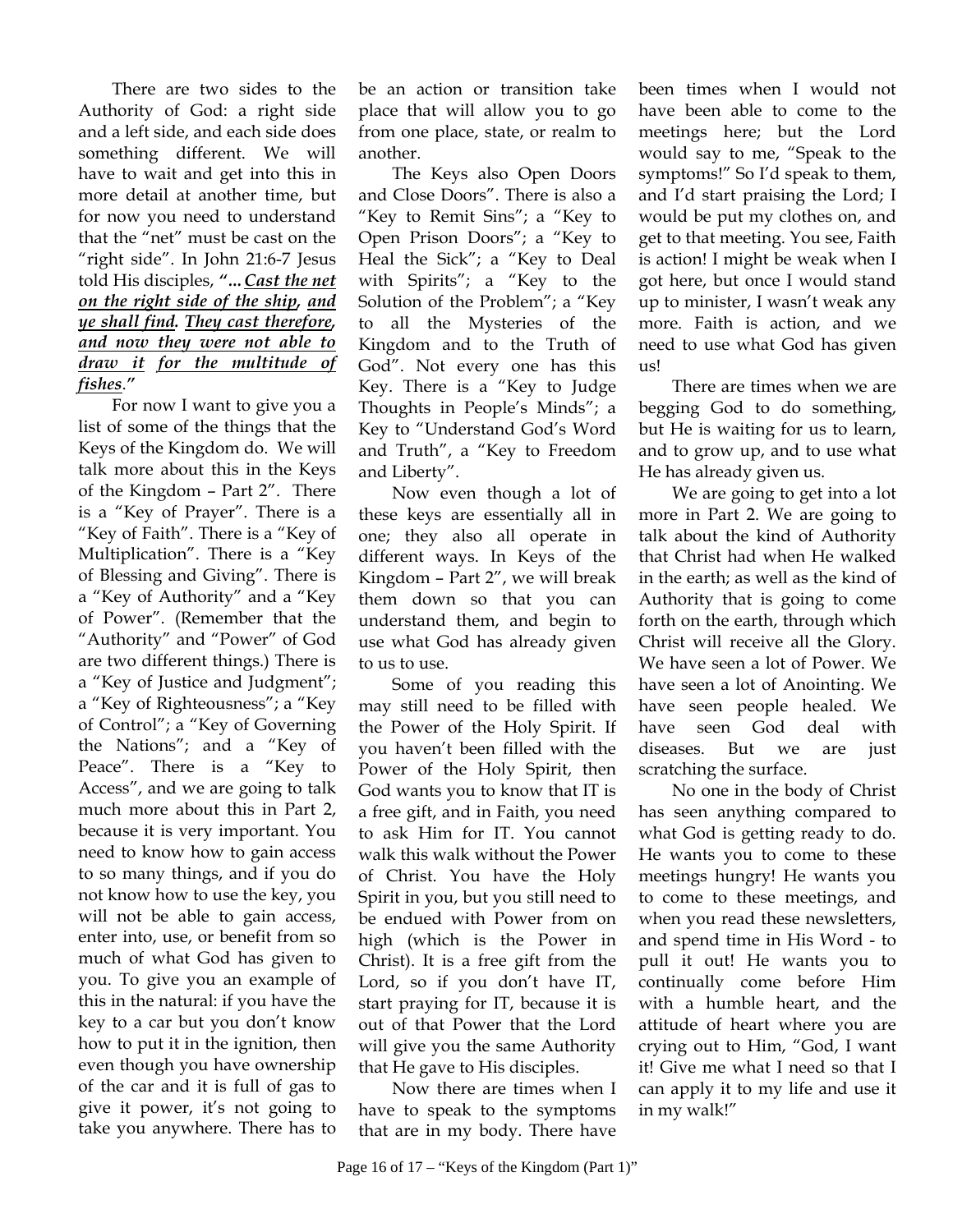There are two sides to the Authority of God: a right side and a left side, and each side does something different. We will have to wait and get into this in more detail at another time, but for now you need to understand that the "net" must be cast on the "right side". In John 21:6-7 Jesus told His disciples, ***"...** **Cast the net on the right side of the ship, and ye shall find. They cast therefore, and now they were not able to draw it for the multitude of fishes."***

For now I want to give you a list of some of the things that the Keys of the Kingdom do. We will talk more about this in the Keys of the Kingdom – Part 2". There is a "Key of Prayer". There is a "Key of Faith". There is a "Key of Multiplication". There is a "Key of Blessing and Giving". There is a "Key of Authority" and a "Key of Power". (Remember that the "Authority" and "Power" of God are two different things.) There is a "Key of Justice and Judgment"; a "Key of Righteousness"; a "Key of Control"; a "Key of Governing the Nations"; and a "Key of Peace". There is a "Key to Access", and we are going to talk much more about this in Part 2, because it is very important. You need to know how to gain access to so many things, and if you do not know how to use the key, you will not be able to gain access, enter into, use, or benefit from so much of what God has given to you. To give you an example of this in the natural: if you have the key to a car but you don't know how to put it in the ignition, then even though you have ownership of the car and it is full of gas to give it power, it's not going to take you anywhere. There has to be an action or transition take place that will allow you to go from one place, state, or realm to another.

The Keys also Open Doors and Close Doors". There is also a "Key to Remit Sins"; a "Key to Open Prison Doors"; a "Key to Heal the Sick"; a "Key to Deal with Spirits"; a "Key to the Solution of the Problem"; a "Key to all the Mysteries of the Kingdom and to the Truth of God". Not every one has this Key. There is a "Key to Judge Thoughts in People's Minds"; a Key to "Understand God's Word and Truth", a "Key to Freedom and Liberty".

Now even though a lot of these keys are essentially all in one; they also all operate in different ways. In Keys of the Kingdom – Part 2", we will break them down so that you can understand them, and begin to use what God has already given to us to use.

Some of you reading this may still need to be filled with the Power of the Holy Spirit. If you haven't been filled with the Power of the Holy Spirit, then God wants you to know that IT is a free gift, and in Faith, you need to ask Him for IT. You cannot walk this walk without the Power of Christ. You have the Holy Spirit in you, but you still need to be endued with Power from on high (which is the Power in Christ). It is a free gift from the Lord, so if you don't have IT, start praying for IT, because it is out of that Power that the Lord will give you the same Authority that He gave to His disciples.

Now there are times when I have to speak to the symptoms that are in my body. There have been times when I would not have been able to come to the meetings here; but the Lord would say to me, "Speak to the symptoms!" So I'd speak to them, and I'd start praising the Lord; I would be put my clothes on, and get to that meeting. You see, Faith is action! I might be weak when I got here, but once I would stand up to minister, I wasn't weak any more. Faith is action, and we need to use what God has given us!

There are times when we are begging God to do something, but He is waiting for us to learn, and to grow up, and to use what He has already given us.

We are going to get into a lot more in Part 2. We are going to talk about the kind of Authority that Christ had when He walked in the earth; as well as the kind of Authority that is going to come forth on the earth, through which Christ will receive all the Glory. We have seen a lot of Power. We have seen a lot of Anointing. We have seen people healed. We have seen God deal with diseases. But we are just scratching the surface.

No one in the body of Christ has seen anything compared to what God is getting ready to do. He wants you to come to these meetings hungry! He wants you to come to these meetings, and when you read these newsletters, and spend time in His Word - to pull it out! He wants you to continually come before Him with a humble heart, and the attitude of heart where you are crying out to Him, "God, I want it! Give me what I need so that I can apply it to my life and use it in my walk!"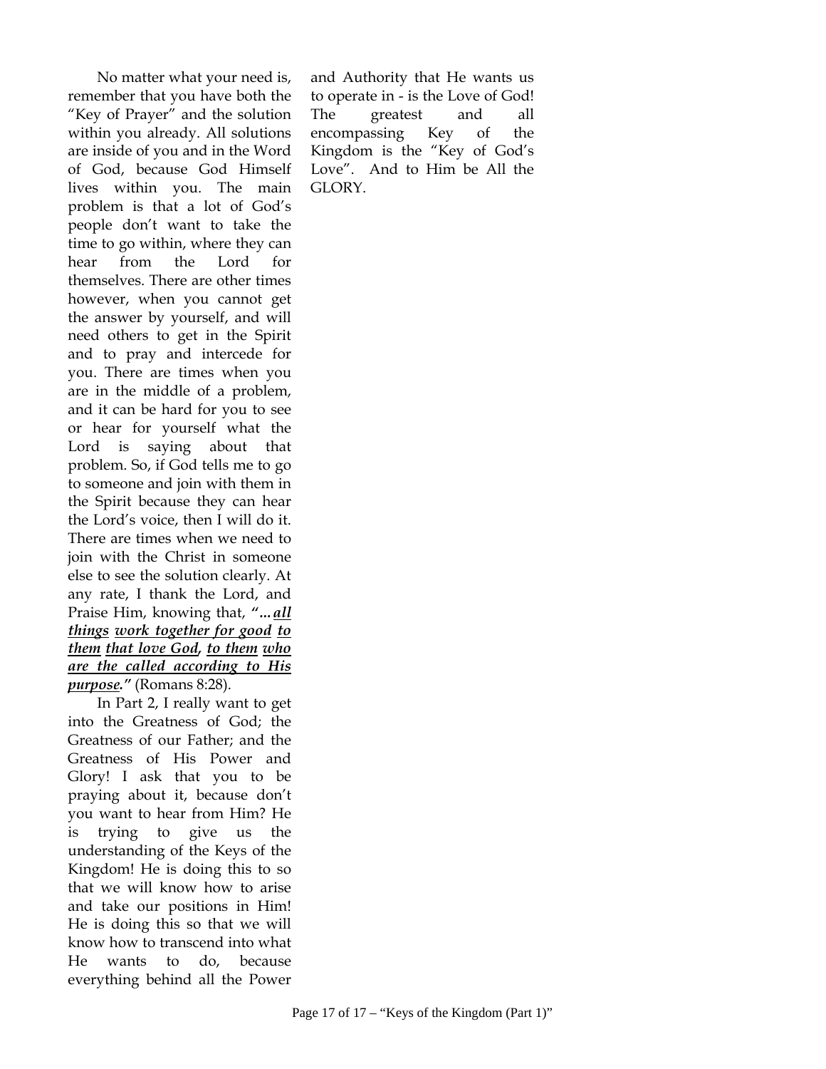No matter what your need is, remember that you have both the "Key of Prayer" and the solution within you already. All solutions are inside of you and in the Word of God, because God Himself lives within you. The main problem is that a lot of God's people don't want to take the time to go within, where they can hear from the Lord for themselves. There are other times however, when you cannot get the answer by yourself, and will need others to get in the Spirit and to pray and intercede for you. There are times when you are in the middle of a problem, and it can be hard for you to see or hear for yourself what the Lord is saying about that problem. So, if God tells me to go to someone and join with them in the Spirit because they can hear the Lord's voice, then I will do it. There are times when we need to join with the Christ in someone else to see the solution clearly. At any rate, I thank the Lord, and Praise Him, knowing that, ***"...*** ***all things work together for good to them that love God, to them who are the called according to His purpose."*** (Romans 8:28).

In Part 2, I really want to get into the Greatness of God; the Greatness of our Father; and the Greatness of His Power and Glory! I ask that you to be praying about it, because don't you want to hear from Him? He is trying to give us the understanding of the Keys of the Kingdom! He is doing this to so that we will know how to arise and take our positions in Him! He is doing this so that we will know how to transcend into what He wants to do, because everything behind all the Power and Authority that He wants us to operate in - is the Love of God! The greatest and all encompassing Key of the Kingdom is the "Key of God's Love". And to Him be All the GLORY.